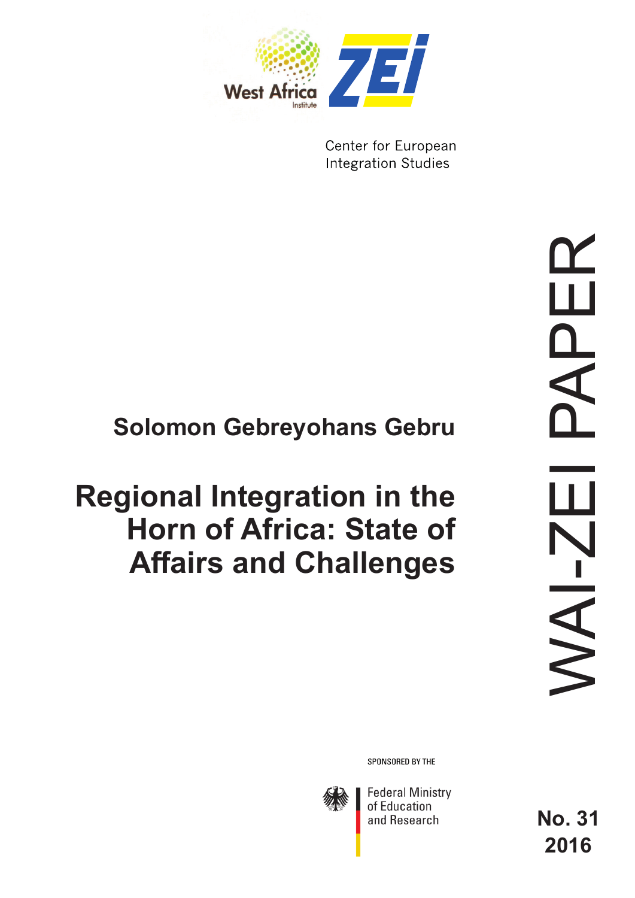West Africa Institute

ZEI

Center for European Integration Studies

WAI-ZEI PAPER

**Solomon Gebreyohans Gebru**

# Regional Integration in the Horn of Africa: State of Affairs and Challenges

SPONSORED BY THE

Federal Ministry of Education and Research

**No. 31**
**2016**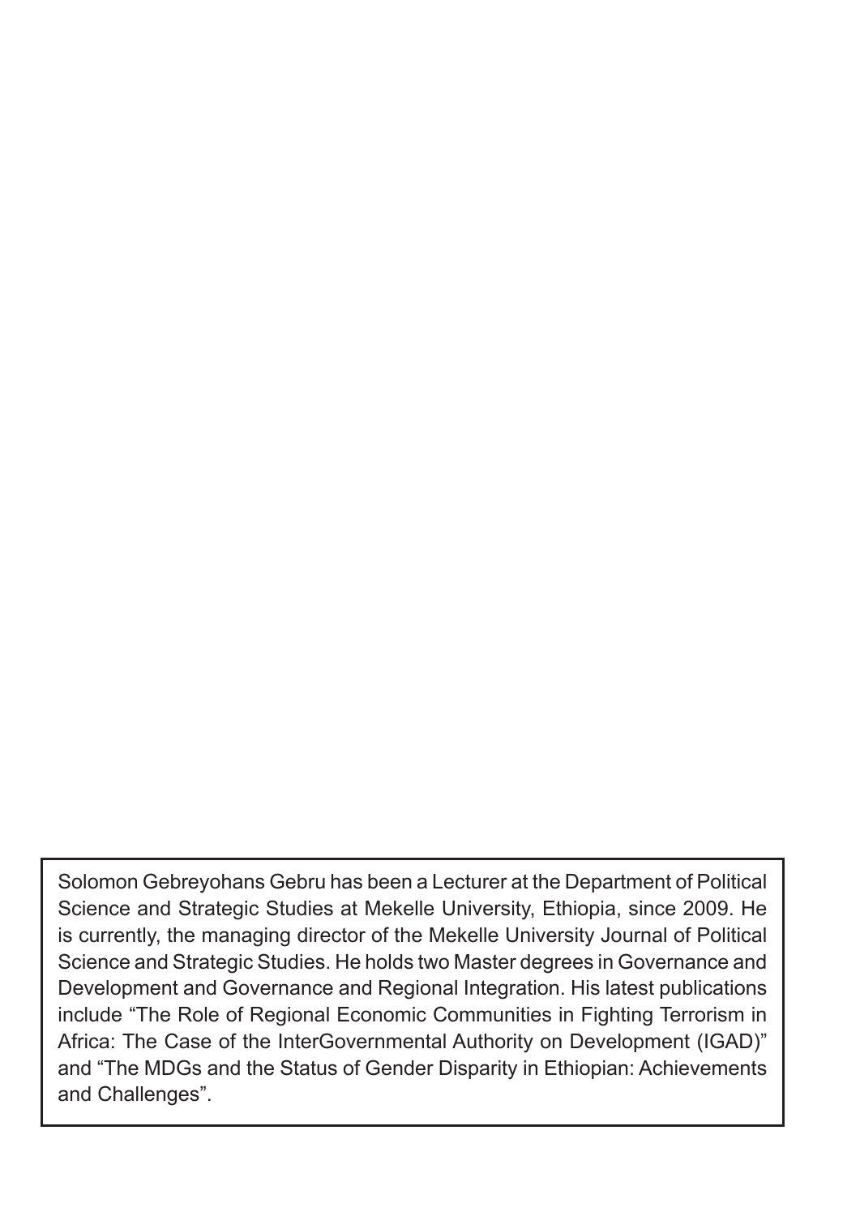Solomon Gebreyohans Gebru has been a Lecturer at the Department of Political Science and Strategic Studies at Mekelle University, Ethiopia, since 2009. He is currently, the managing director of the Mekelle University Journal of Political Science and Strategic Studies. He holds two Master degrees in Governance and Development and Governance and Regional Integration. His latest publications include "The Role of Regional Economic Communities in Fighting Terrorism in Africa: The Case of the InterGovernmental Authority on Development (IGAD)" and "The MDGs and the Status of Gender Disparity in Ethiopian: Achievements and Challenges".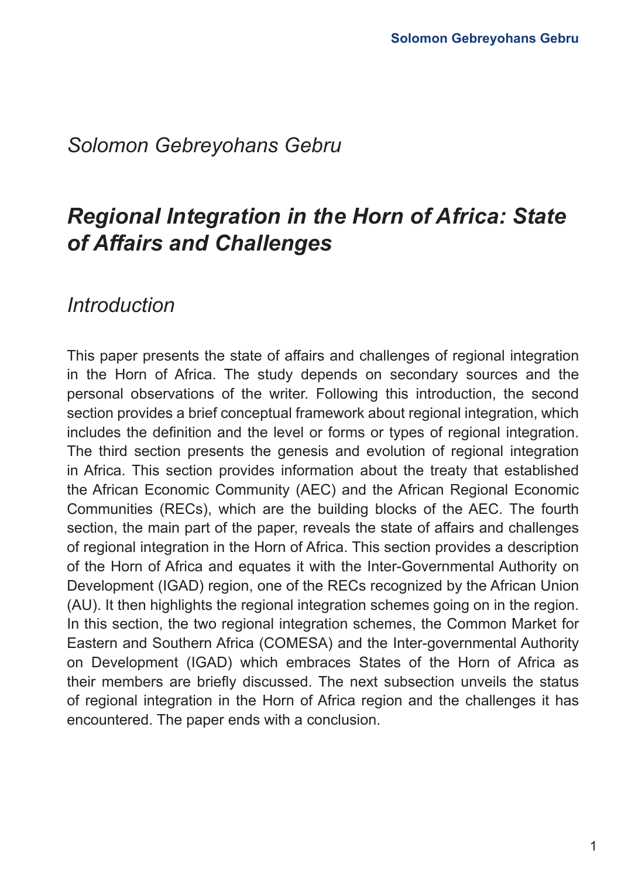*Solomon Gebreyohans Gebru*

# *Regional Integration in the Horn of Africa: State of Affairs and Challenges*

## *Introduction*

This paper presents the state of affairs and challenges of regional integration in the Horn of Africa. The study depends on secondary sources and the personal observations of the writer. Following this introduction, the second section provides a brief conceptual framework about regional integration, which includes the definition and the level or forms or types of regional integration. The third section presents the genesis and evolution of regional integration in Africa. This section provides information about the treaty that established the African Economic Community (AEC) and the African Regional Economic Communities (RECs), which are the building blocks of the AEC. The fourth section, the main part of the paper, reveals the state of affairs and challenges of regional integration in the Horn of Africa. This section provides a description of the Horn of Africa and equates it with the Inter-Governmental Authority on Development (IGAD) region, one of the RECs recognized by the African Union (AU). It then highlights the regional integration schemes going on in the region. In this section, the two regional integration schemes, the Common Market for Eastern and Southern Africa (COMESA) and the Inter-governmental Authority on Development (IGAD) which embraces States of the Horn of Africa as their members are briefly discussed. The next subsection unveils the status of regional integration in the Horn of Africa region and the challenges it has encountered. The paper ends with a conclusion.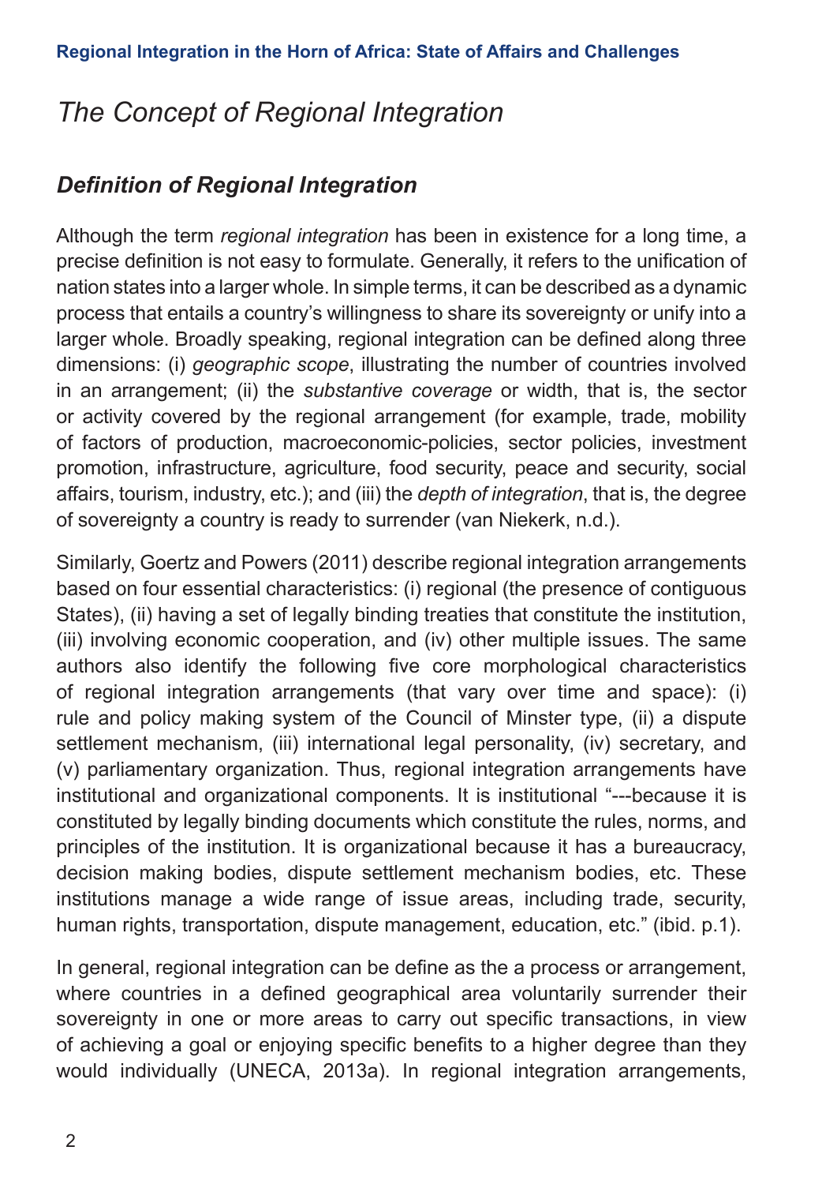# The Concept of Regional Integration

## *Definition of Regional Integration*

Although the term *regional integration* has been in existence for a long time, a precise definition is not easy to formulate. Generally, it refers to the unification of nation states into a larger whole. In simple terms, it can be described as a dynamic process that entails a country's willingness to share its sovereignty or unify into a larger whole. Broadly speaking, regional integration can be defined along three dimensions: (i) *geographic scope*, illustrating the number of countries involved in an arrangement; (ii) the *substantive coverage* or width, that is, the sector or activity covered by the regional arrangement (for example, trade, mobility of factors of production, macroeconomic-policies, sector policies, investment promotion, infrastructure, agriculture, food security, peace and security, social affairs, tourism, industry, etc.); and (iii) the *depth of integration*, that is, the degree of sovereignty a country is ready to surrender (van Niekerk, n.d.).

Similarly, Goertz and Powers (2011) describe regional integration arrangements based on four essential characteristics: (i) regional (the presence of contiguous States), (ii) having a set of legally binding treaties that constitute the institution, (iii) involving economic cooperation, and (iv) other multiple issues. The same authors also identify the following five core morphological characteristics of regional integration arrangements (that vary over time and space): (i) rule and policy making system of the Council of Minster type, (ii) a dispute settlement mechanism, (iii) international legal personality, (iv) secretary, and (v) parliamentary organization. Thus, regional integration arrangements have institutional and organizational components. It is institutional "---because it is constituted by legally binding documents which constitute the rules, norms, and principles of the institution. It is organizational because it has a bureaucracy, decision making bodies, dispute settlement mechanism bodies, etc. These institutions manage a wide range of issue areas, including trade, security, human rights, transportation, dispute management, education, etc." (ibid. p.1).

In general, regional integration can be define as the a process or arrangement, where countries in a defined geographical area voluntarily surrender their sovereignty in one or more areas to carry out specific transactions, in view of achieving a goal or enjoying specific benefits to a higher degree than they would individually (UNECA, 2013a). In regional integration arrangements,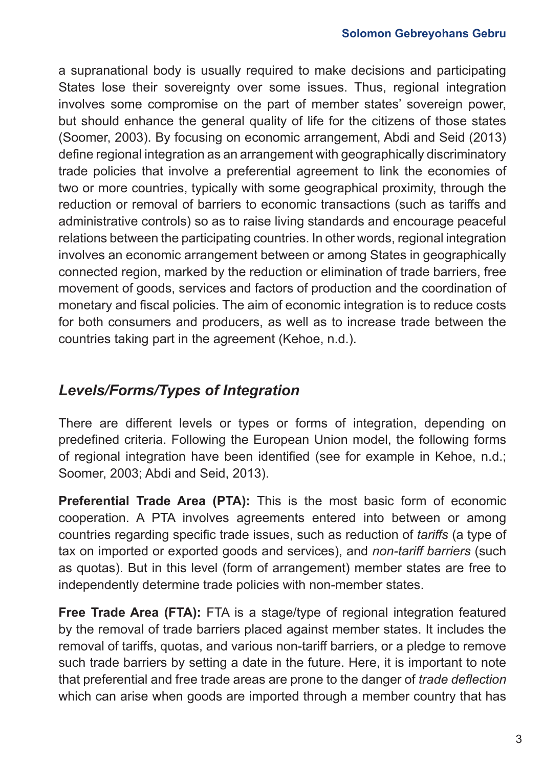a supranational body is usually required to make decisions and participating States lose their sovereignty over some issues. Thus, regional integration involves some compromise on the part of member states' sovereign power, but should enhance the general quality of life for the citizens of those states (Soomer, 2003). By focusing on economic arrangement, Abdi and Seid (2013) define regional integration as an arrangement with geographically discriminatory trade policies that involve a preferential agreement to link the economies of two or more countries, typically with some geographical proximity, through the reduction or removal of barriers to economic transactions (such as tariffs and administrative controls) so as to raise living standards and encourage peaceful relations between the participating countries. In other words, regional integration involves an economic arrangement between or among States in geographically connected region, marked by the reduction or elimination of trade barriers, free movement of goods, services and factors of production and the coordination of monetary and fiscal policies. The aim of economic integration is to reduce costs for both consumers and producers, as well as to increase trade between the countries taking part in the agreement (Kehoe, n.d.).

## *Levels/Forms/Types of Integration*

There are different levels or types or forms of integration, depending on predefined criteria. Following the European Union model, the following forms of regional integration have been identified (see for example in Kehoe, n.d.; Soomer, 2003; Abdi and Seid, 2013).

**Preferential Trade Area (PTA):** This is the most basic form of economic cooperation. A PTA involves agreements entered into between or among countries regarding specific trade issues, such as reduction of *tariffs* (a type of tax on imported or exported goods and services), and *non-tariff barriers* (such as quotas). But in this level (form of arrangement) member states are free to independently determine trade policies with non-member states.

**Free Trade Area (FTA):** FTA is a stage/type of regional integration featured by the removal of trade barriers placed against member states. It includes the removal of tariffs, quotas, and various non-tariff barriers, or a pledge to remove such trade barriers by setting a date in the future. Here, it is important to note that preferential and free trade areas are prone to the danger of *trade deflection* which can arise when goods are imported through a member country that has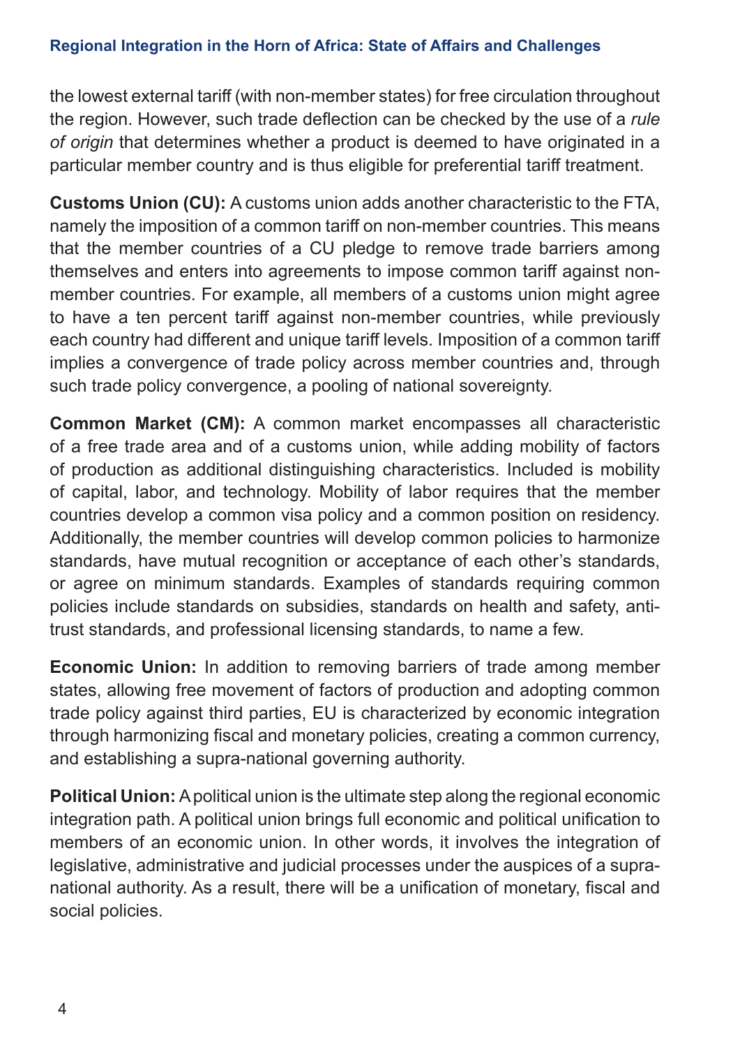the lowest external tariff (with non-member states) for free circulation throughout the region. However, such trade deflection can be checked by the use of a *rule of origin* that determines whether a product is deemed to have originated in a particular member country and is thus eligible for preferential tariff treatment.

**Customs Union (CU):** A customs union adds another characteristic to the FTA, namely the imposition of a common tariff on non-member countries. This means that the member countries of a CU pledge to remove trade barriers among themselves and enters into agreements to impose common tariff against non-member countries. For example, all members of a customs union might agree to have a ten percent tariff against non-member countries, while previously each country had different and unique tariff levels. Imposition of a common tariff implies a convergence of trade policy across member countries and, through such trade policy convergence, a pooling of national sovereignty.

**Common Market (CM):** A common market encompasses all characteristic of a free trade area and of a customs union, while adding mobility of factors of production as additional distinguishing characteristics. Included is mobility of capital, labor, and technology. Mobility of labor requires that the member countries develop a common visa policy and a common position on residency. Additionally, the member countries will develop common policies to harmonize standards, have mutual recognition or acceptance of each other's standards, or agree on minimum standards. Examples of standards requiring common policies include standards on subsidies, standards on health and safety, anti-trust standards, and professional licensing standards, to name a few.

**Economic Union:** In addition to removing barriers of trade among member states, allowing free movement of factors of production and adopting common trade policy against third parties, EU is characterized by economic integration through harmonizing fiscal and monetary policies, creating a common currency, and establishing a supra-national governing authority.

**Political Union:** A political union is the ultimate step along the regional economic integration path. A political union brings full economic and political unification to members of an economic union. In other words, it involves the integration of legislative, administrative and judicial processes under the auspices of a supra-national authority. As a result, there will be a unification of monetary, fiscal and social policies.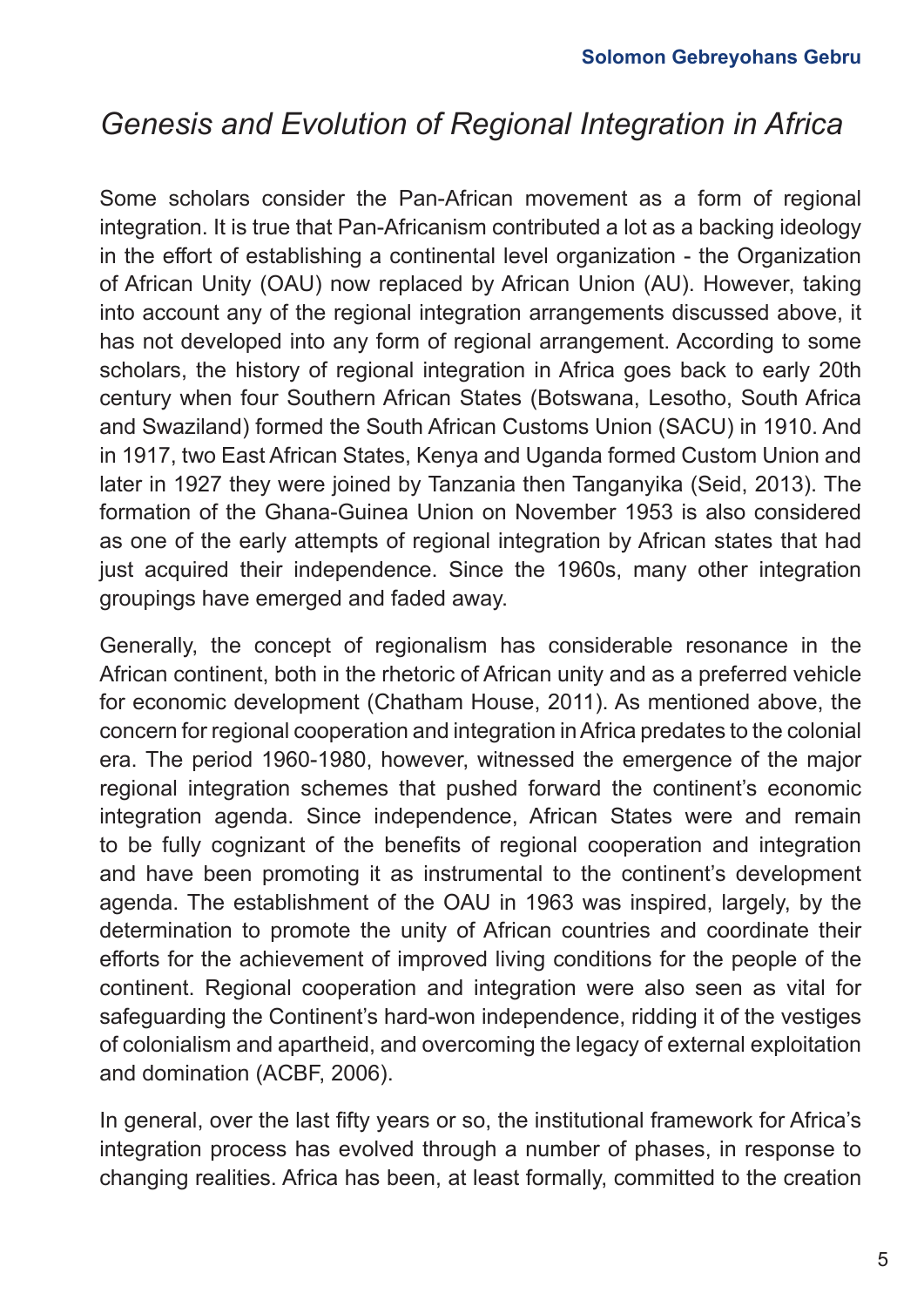## *Genesis and Evolution of Regional Integration in Africa*

Some scholars consider the Pan-African movement as a form of regional integration. It is true that Pan-Africanism contributed a lot as a backing ideology in the effort of establishing a continental level organization - the Organization of African Unity (OAU) now replaced by African Union (AU). However, taking into account any of the regional integration arrangements discussed above, it has not developed into any form of regional arrangement. According to some scholars, the history of regional integration in Africa goes back to early 20th century when four Southern African States (Botswana, Lesotho, South Africa and Swaziland) formed the South African Customs Union (SACU) in 1910. And in 1917, two East African States, Kenya and Uganda formed Custom Union and later in 1927 they were joined by Tanzania then Tanganyika (Seid, 2013). The formation of the Ghana-Guinea Union on November 1953 is also considered as one of the early attempts of regional integration by African states that had just acquired their independence. Since the 1960s, many other integration groupings have emerged and faded away.

Generally, the concept of regionalism has considerable resonance in the African continent, both in the rhetoric of African unity and as a preferred vehicle for economic development (Chatham House, 2011). As mentioned above, the concern for regional cooperation and integration in Africa predates to the colonial era. The period 1960-1980, however, witnessed the emergence of the major regional integration schemes that pushed forward the continent's economic integration agenda. Since independence, African States were and remain to be fully cognizant of the benefits of regional cooperation and integration and have been promoting it as instrumental to the continent's development agenda. The establishment of the OAU in 1963 was inspired, largely, by the determination to promote the unity of African countries and coordinate their efforts for the achievement of improved living conditions for the people of the continent. Regional cooperation and integration were also seen as vital for safeguarding the Continent's hard-won independence, ridding it of the vestiges of colonialism and apartheid, and overcoming the legacy of external exploitation and domination (ACBF, 2006).

In general, over the last fifty years or so, the institutional framework for Africa's integration process has evolved through a number of phases, in response to changing realities. Africa has been, at least formally, committed to the creation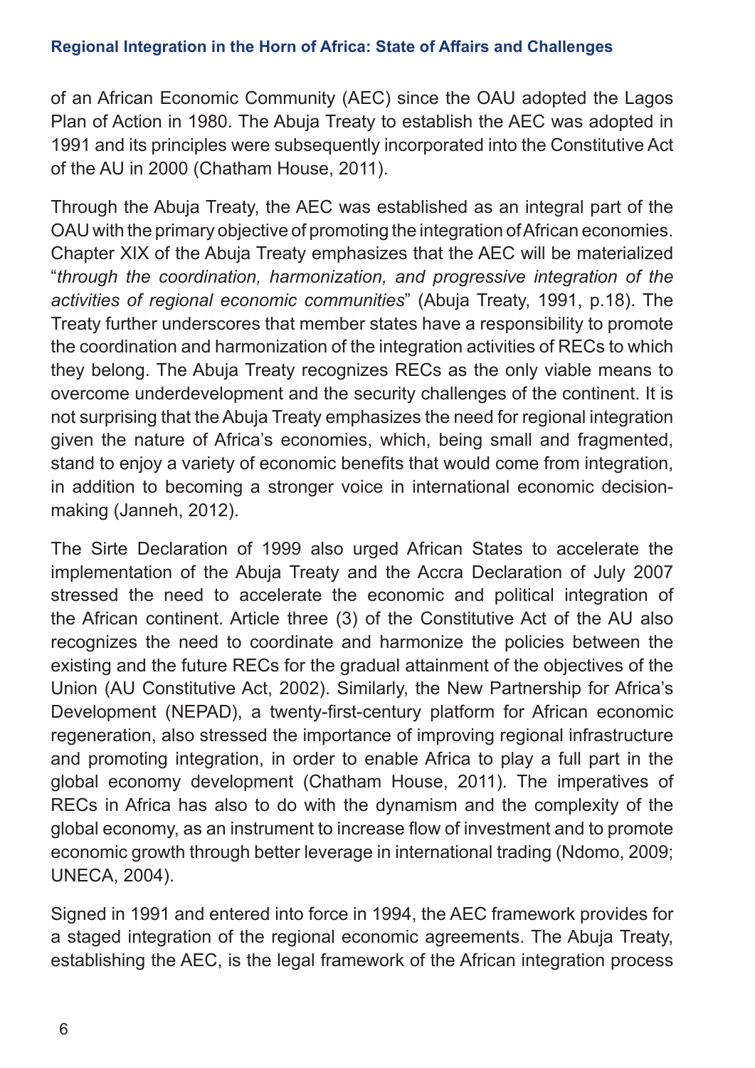of an African Economic Community (AEC) since the OAU adopted the Lagos Plan of Action in 1980. The Abuja Treaty to establish the AEC was adopted in 1991 and its principles were subsequently incorporated into the Constitutive Act of the AU in 2000 (Chatham House, 2011).

Through the Abuja Treaty, the AEC was established as an integral part of the OAU with the primary objective of promoting the integration of African economies. Chapter XIX of the Abuja Treaty emphasizes that the AEC will be materialized "*through the coordination, harmonization, and progressive integration of the activities of regional economic communities*" (Abuja Treaty, 1991, p.18). The Treaty further underscores that member states have a responsibility to promote the coordination and harmonization of the integration activities of RECs to which they belong. The Abuja Treaty recognizes RECs as the only viable means to overcome underdevelopment and the security challenges of the continent. It is not surprising that the Abuja Treaty emphasizes the need for regional integration given the nature of Africa's economies, which, being small and fragmented, stand to enjoy a variety of economic benefits that would come from integration, in addition to becoming a stronger voice in international economic decision-making (Janneh, 2012).

The Sirte Declaration of 1999 also urged African States to accelerate the implementation of the Abuja Treaty and the Accra Declaration of July 2007 stressed the need to accelerate the economic and political integration of the African continent. Article three (3) of the Constitutive Act of the AU also recognizes the need to coordinate and harmonize the policies between the existing and the future RECs for the gradual attainment of the objectives of the Union (AU Constitutive Act, 2002). Similarly, the New Partnership for Africa's Development (NEPAD), a twenty-first-century platform for African economic regeneration, also stressed the importance of improving regional infrastructure and promoting integration, in order to enable Africa to play a full part in the global economy development (Chatham House, 2011). The imperatives of RECs in Africa has also to do with the dynamism and the complexity of the global economy, as an instrument to increase flow of investment and to promote economic growth through better leverage in international trading (Ndomo, 2009; UNECA, 2004).

Signed in 1991 and entered into force in 1994, the AEC framework provides for a staged integration of the regional economic agreements. The Abuja Treaty, establishing the AEC, is the legal framework of the African integration process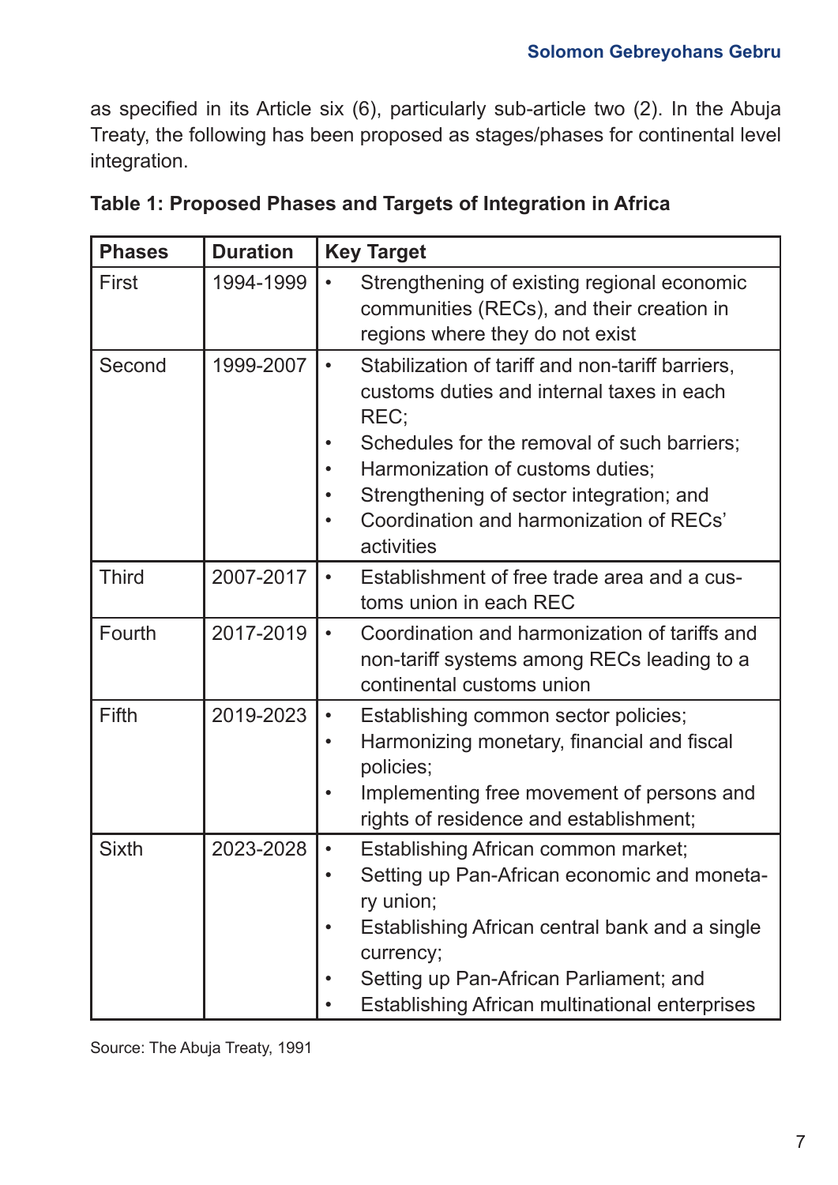as specified in its Article six (6), particularly sub-article two (2). In the Abuja Treaty, the following has been proposed as stages/phases for continental level integration.

**Table 1: Proposed Phases and Targets of Integration in Africa**

| Phases | Duration | Key Target |
|---|---|---|
| First | 1994-1999 | • Strengthening of existing regional economic communities (RECs), and their creation in regions where they do not exist |
| Second | 1999-2007 | • Stabilization of tariff and non-tariff barriers, customs duties and internal taxes in each REC; • Schedules for the removal of such barriers; • Harmonization of customs duties; • Strengthening of sector integration; and • Coordination and harmonization of RECs' activities |
| Third | 2007-2017 | • Establishment of free trade area and a customs union in each REC |
| Fourth | 2017-2019 | • Coordination and harmonization of tariffs and non-tariff systems among RECs leading to a continental customs union |
| Fifth | 2019-2023 | • Establishing common sector policies; • Harmonizing monetary, financial and fiscal policies; • Implementing free movement of persons and rights of residence and establishment; |
| Sixth | 2023-2028 | • Establishing African common market; • Setting up Pan-African economic and monetary union; • Establishing African central bank and a single currency; • Setting up Pan-African Parliament; and • Establishing African multinational enterprises |

Source: The Abuja Treaty, 1991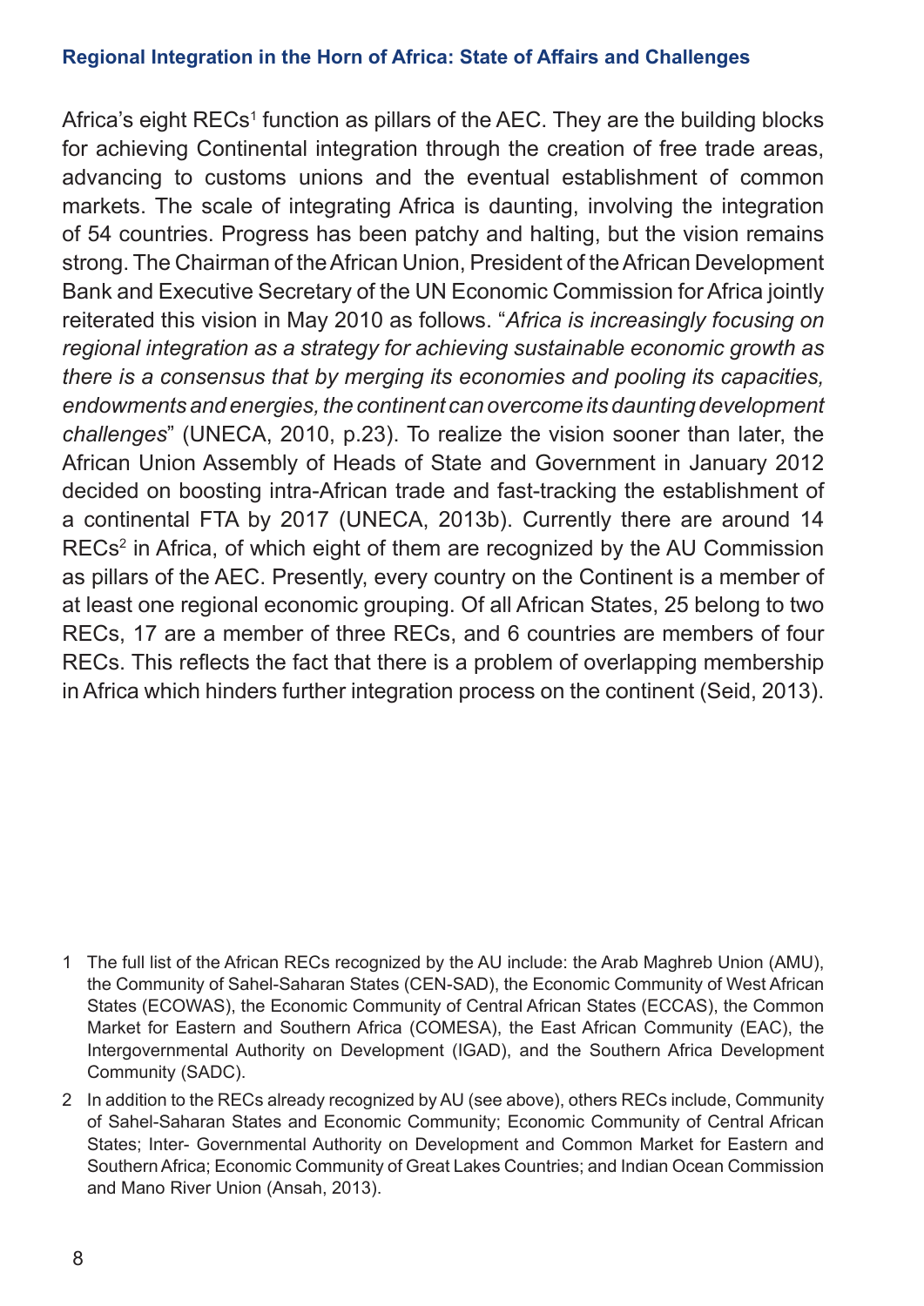Africa's eight RECs[1] function as pillars of the AEC. They are the building blocks for achieving Continental integration through the creation of free trade areas, advancing to customs unions and the eventual establishment of common markets. The scale of integrating Africa is daunting, involving the integration of 54 countries. Progress has been patchy and halting, but the vision remains strong. The Chairman of the African Union, President of the African Development Bank and Executive Secretary of the UN Economic Commission for Africa jointly reiterated this vision in May 2010 as follows. "*Africa is increasingly focusing on regional integration as a strategy for achieving sustainable economic growth as there is a consensus that by merging its economies and pooling its capacities, endowments and energies, the continent can overcome its daunting development challenges*" (UNECA, 2010, p.23). To realize the vision sooner than later, the African Union Assembly of Heads of State and Government in January 2012 decided on boosting intra-African trade and fast-tracking the establishment of a continental FTA by 2017 (UNECA, 2013b). Currently there are around 14 RECs[2] in Africa, of which eight of them are recognized by the AU Commission as pillars of the AEC. Presently, every country on the Continent is a member of at least one regional economic grouping. Of all African States, 25 belong to two RECs, 17 are a member of three RECs, and 6 countries are members of four RECs. This reflects the fact that there is a problem of overlapping membership in Africa which hinders further integration process on the continent (Seid, 2013).

1 The full list of the African RECs recognized by the AU include: the Arab Maghreb Union (AMU), the Community of Sahel-Saharan States (CEN-SAD), the Economic Community of West African States (ECOWAS), the Economic Community of Central African States (ECCAS), the Common Market for Eastern and Southern Africa (COMESA), the East African Community (EAC), the Intergovernmental Authority on Development (IGAD), and the Southern Africa Development Community (SADC).

2 In addition to the RECs already recognized by AU (see above), others RECs include, Community of Sahel-Saharan States and Economic Community; Economic Community of Central African States; Inter- Governmental Authority on Development and Common Market for Eastern and Southern Africa; Economic Community of Great Lakes Countries; and Indian Ocean Commission and Mano River Union (Ansah, 2013).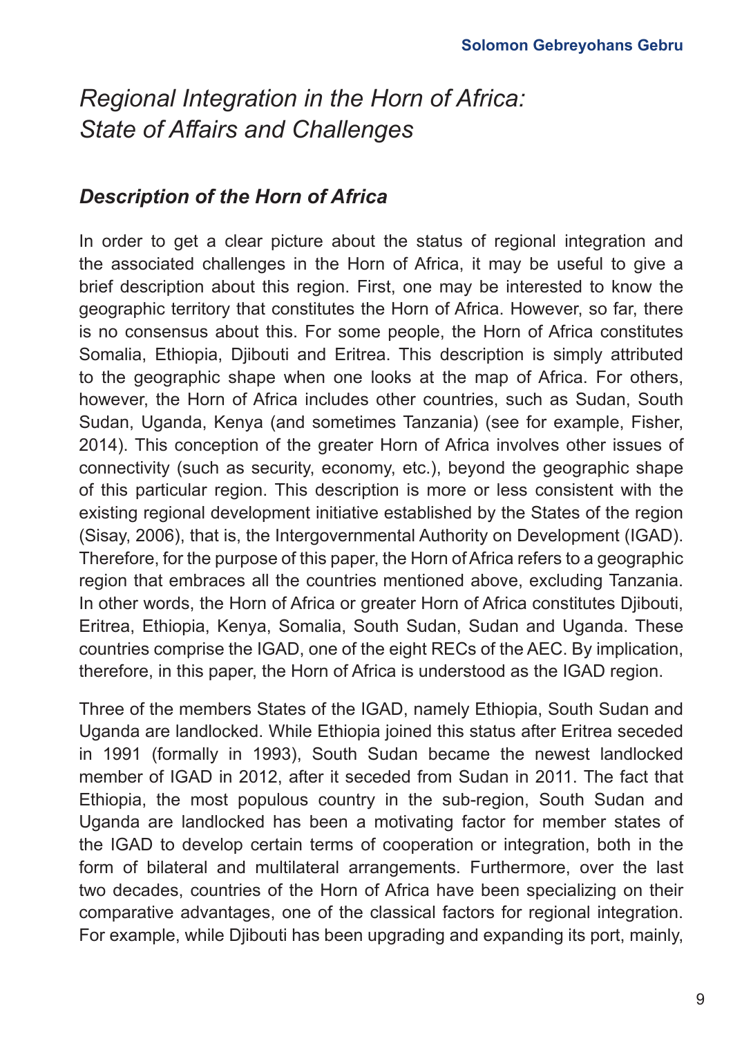# *Regional Integration in the Horn of Africa: State of Affairs and Challenges*

## *Description of the Horn of Africa*

In order to get a clear picture about the status of regional integration and the associated challenges in the Horn of Africa, it may be useful to give a brief description about this region. First, one may be interested to know the geographic territory that constitutes the Horn of Africa. However, so far, there is no consensus about this. For some people, the Horn of Africa constitutes Somalia, Ethiopia, Djibouti and Eritrea. This description is simply attributed to the geographic shape when one looks at the map of Africa. For others, however, the Horn of Africa includes other countries, such as Sudan, South Sudan, Uganda, Kenya (and sometimes Tanzania) (see for example, Fisher, 2014). This conception of the greater Horn of Africa involves other issues of connectivity (such as security, economy, etc.), beyond the geographic shape of this particular region. This description is more or less consistent with the existing regional development initiative established by the States of the region (Sisay, 2006), that is, the Intergovernmental Authority on Development (IGAD). Therefore, for the purpose of this paper, the Horn of Africa refers to a geographic region that embraces all the countries mentioned above, excluding Tanzania. In other words, the Horn of Africa or greater Horn of Africa constitutes Djibouti, Eritrea, Ethiopia, Kenya, Somalia, South Sudan, Sudan and Uganda. These countries comprise the IGAD, one of the eight RECs of the AEC. By implication, therefore, in this paper, the Horn of Africa is understood as the IGAD region.

Three of the members States of the IGAD, namely Ethiopia, South Sudan and Uganda are landlocked. While Ethiopia joined this status after Eritrea seceded in 1991 (formally in 1993), South Sudan became the newest landlocked member of IGAD in 2012, after it seceded from Sudan in 2011. The fact that Ethiopia, the most populous country in the sub-region, South Sudan and Uganda are landlocked has been a motivating factor for member states of the IGAD to develop certain terms of cooperation or integration, both in the form of bilateral and multilateral arrangements. Furthermore, over the last two decades, countries of the Horn of Africa have been specializing on their comparative advantages, one of the classical factors for regional integration. For example, while Djibouti has been upgrading and expanding its port, mainly,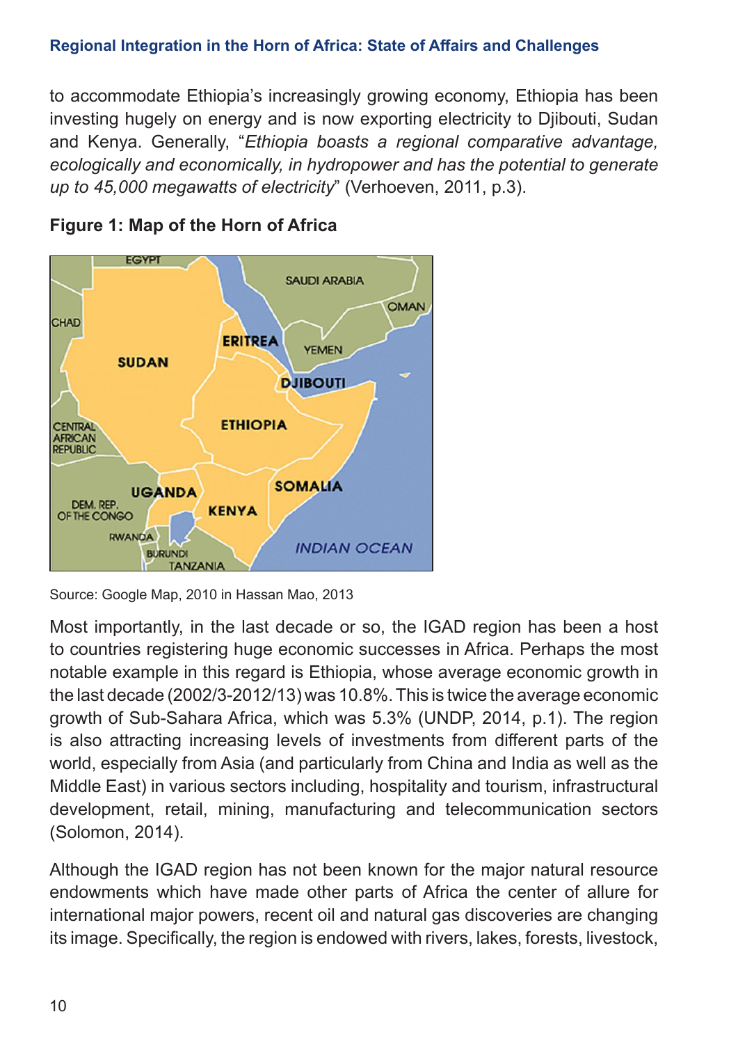to accommodate Ethiopia's increasingly growing economy, Ethiopia has been investing hugely on energy and is now exporting electricity to Djibouti, Sudan and Kenya. Generally, "*Ethiopia boasts a regional comparative advantage, ecologically and economically, in hydropower and has the potential to generate up to 45,000 megawatts of electricity*" (Verhoeven, 2011, p.3).

**Figure 1: Map of the Horn of Africa**

Source: Google Map, 2010 in Hassan Mao, 2013

Most importantly, in the last decade or so, the IGAD region has been a host to countries registering huge economic successes in Africa. Perhaps the most notable example in this regard is Ethiopia, whose average economic growth in the last decade (2002/3-2012/13) was 10.8%. This is twice the average economic growth of Sub-Sahara Africa, which was 5.3% (UNDP, 2014, p.1). The region is also attracting increasing levels of investments from different parts of the world, especially from Asia (and particularly from China and India as well as the Middle East) in various sectors including, hospitality and tourism, infrastructural development, retail, mining, manufacturing and telecommunication sectors (Solomon, 2014).

Although the IGAD region has not been known for the major natural resource endowments which have made other parts of Africa the center of allure for international major powers, recent oil and natural gas discoveries are changing its image. Specifically, the region is endowed with rivers, lakes, forests, livestock,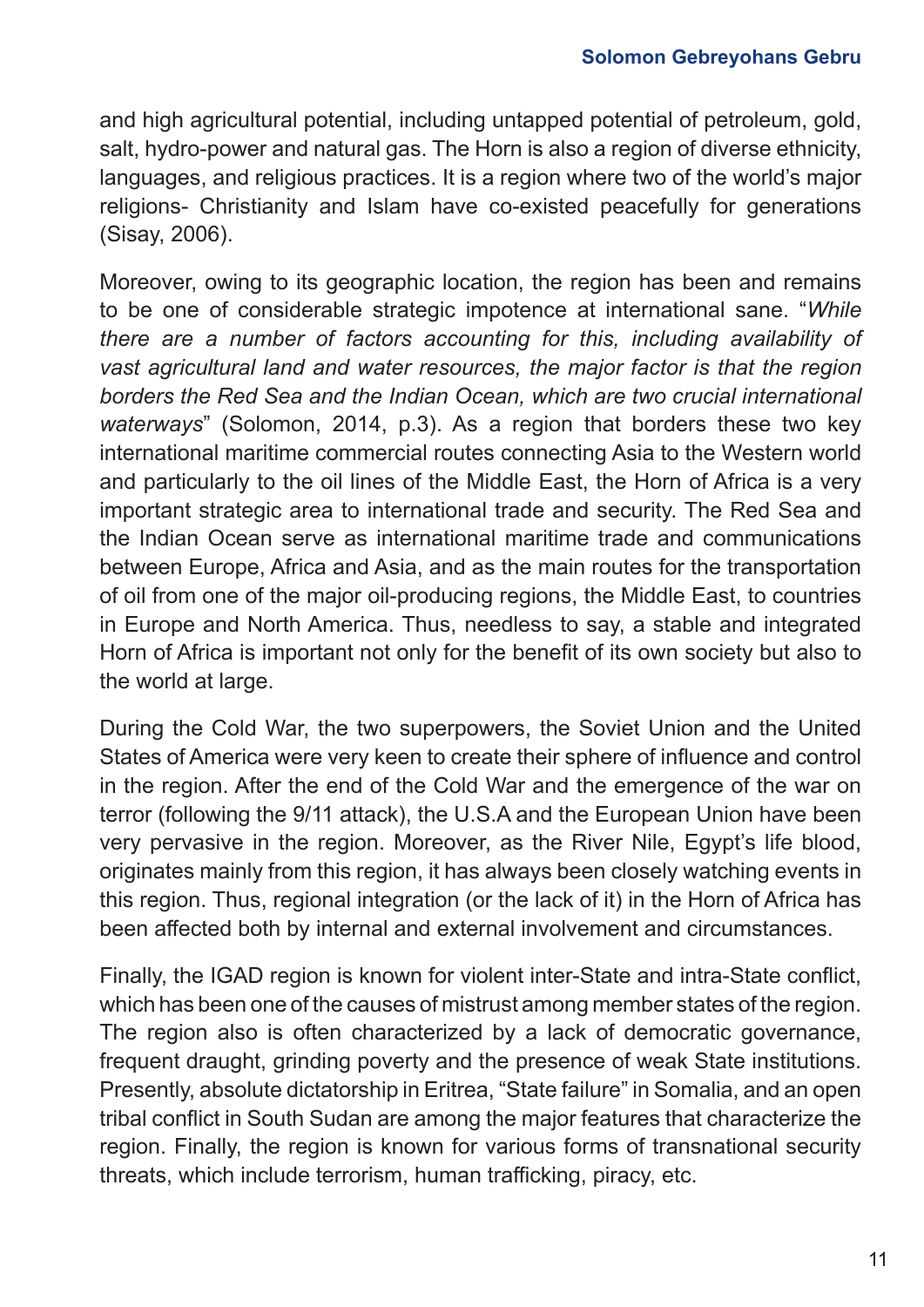and high agricultural potential, including untapped potential of petroleum, gold, salt, hydro-power and natural gas. The Horn is also a region of diverse ethnicity, languages, and religious practices. It is a region where two of the world's major religions- Christianity and Islam have co-existed peacefully for generations (Sisay, 2006).

Moreover, owing to its geographic location, the region has been and remains to be one of considerable strategic impotence at international sane. "*While there are a number of factors accounting for this, including availability of vast agricultural land and water resources, the major factor is that the region borders the Red Sea and the Indian Ocean, which are two crucial international waterways*" (Solomon, 2014, p.3). As a region that borders these two key international maritime commercial routes connecting Asia to the Western world and particularly to the oil lines of the Middle East, the Horn of Africa is a very important strategic area to international trade and security. The Red Sea and the Indian Ocean serve as international maritime trade and communications between Europe, Africa and Asia, and as the main routes for the transportation of oil from one of the major oil-producing regions, the Middle East, to countries in Europe and North America. Thus, needless to say, a stable and integrated Horn of Africa is important not only for the benefit of its own society but also to the world at large.

During the Cold War, the two superpowers, the Soviet Union and the United States of America were very keen to create their sphere of influence and control in the region. After the end of the Cold War and the emergence of the war on terror (following the 9/11 attack), the U.S.A and the European Union have been very pervasive in the region. Moreover, as the River Nile, Egypt's life blood, originates mainly from this region, it has always been closely watching events in this region. Thus, regional integration (or the lack of it) in the Horn of Africa has been affected both by internal and external involvement and circumstances.

Finally, the IGAD region is known for violent inter-State and intra-State conflict, which has been one of the causes of mistrust among member states of the region. The region also is often characterized by a lack of democratic governance, frequent draught, grinding poverty and the presence of weak State institutions. Presently, absolute dictatorship in Eritrea, "State failure" in Somalia, and an open tribal conflict in South Sudan are among the major features that characterize the region. Finally, the region is known for various forms of transnational security threats, which include terrorism, human trafficking, piracy, etc.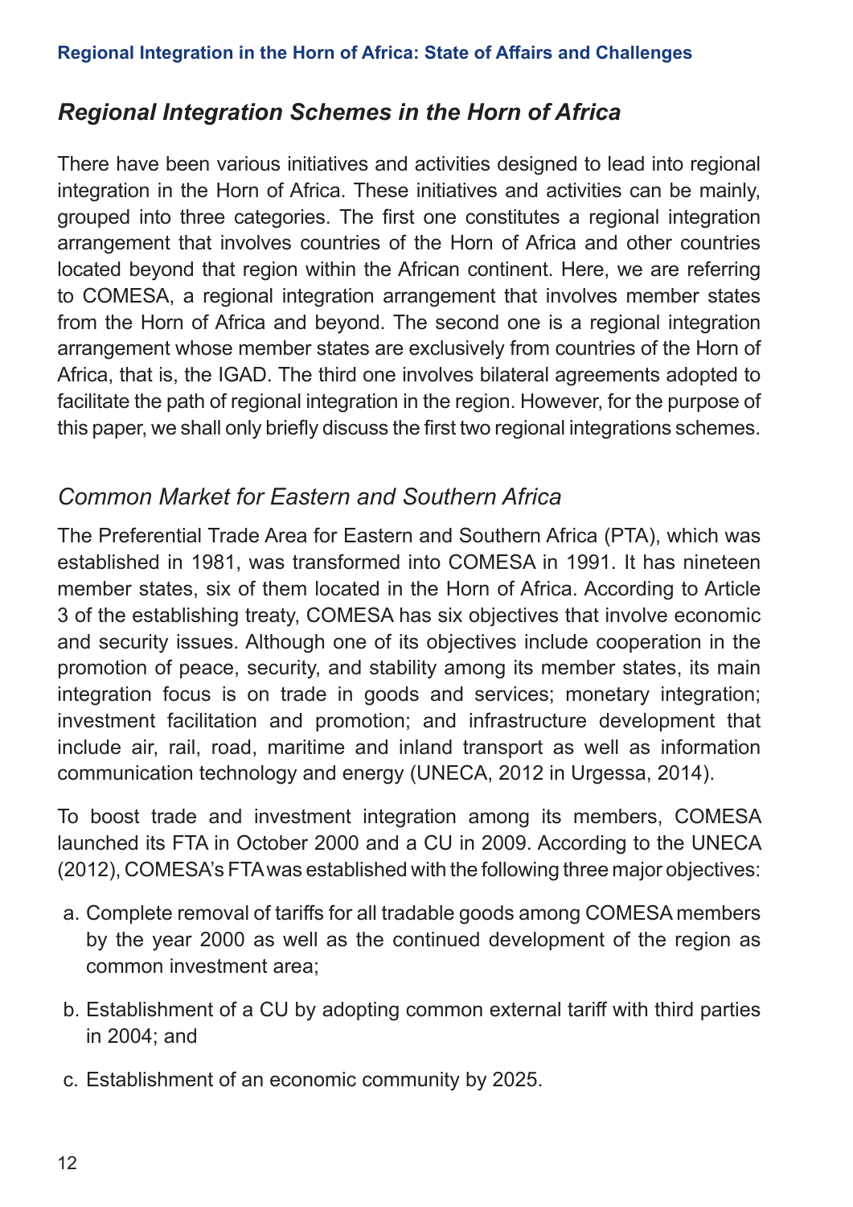## *Regional Integration Schemes in the Horn of Africa*

There have been various initiatives and activities designed to lead into regional integration in the Horn of Africa. These initiatives and activities can be mainly, grouped into three categories. The first one constitutes a regional integration arrangement that involves countries of the Horn of Africa and other countries located beyond that region within the African continent. Here, we are referring to COMESA, a regional integration arrangement that involves member states from the Horn of Africa and beyond. The second one is a regional integration arrangement whose member states are exclusively from countries of the Horn of Africa, that is, the IGAD. The third one involves bilateral agreements adopted to facilitate the path of regional integration in the region. However, for the purpose of this paper, we shall only briefly discuss the first two regional integrations schemes.

### *Common Market for Eastern and Southern Africa*

The Preferential Trade Area for Eastern and Southern Africa (PTA), which was established in 1981, was transformed into COMESA in 1991. It has nineteen member states, six of them located in the Horn of Africa. According to Article 3 of the establishing treaty, COMESA has six objectives that involve economic and security issues. Although one of its objectives include cooperation in the promotion of peace, security, and stability among its member states, its main integration focus is on trade in goods and services; monetary integration; investment facilitation and promotion; and infrastructure development that include air, rail, road, maritime and inland transport as well as information communication technology and energy (UNECA, 2012 in Urgessa, 2014).

To boost trade and investment integration among its members, COMESA launched its FTA in October 2000 and a CU in 2009. According to the UNECA (2012), COMESA's FTA was established with the following three major objectives:

a. Complete removal of tariffs for all tradable goods among COMESA members by the year 2000 as well as the continued development of the region as common investment area;

b. Establishment of a CU by adopting common external tariff with third parties in 2004; and

c. Establishment of an economic community by 2025.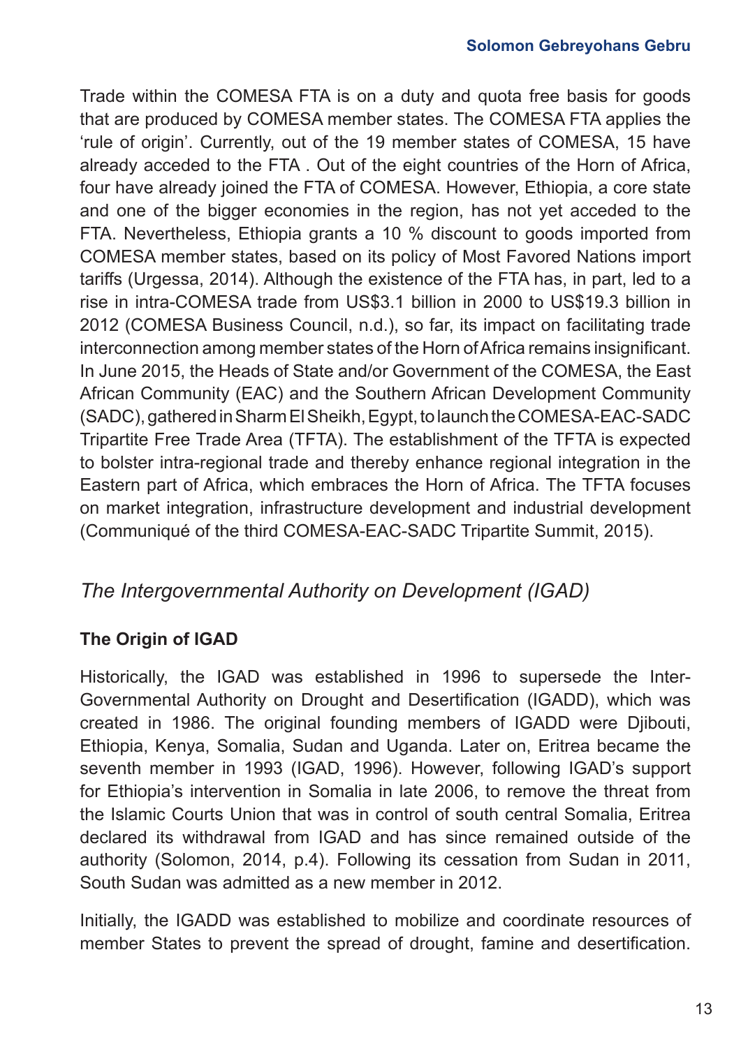Trade within the COMESA FTA is on a duty and quota free basis for goods that are produced by COMESA member states. The COMESA FTA applies the 'rule of origin'. Currently, out of the 19 member states of COMESA, 15 have already acceded to the FTA . Out of the eight countries of the Horn of Africa, four have already joined the FTA of COMESA. However, Ethiopia, a core state and one of the bigger economies in the region, has not yet acceded to the FTA. Nevertheless, Ethiopia grants a 10 % discount to goods imported from COMESA member states, based on its policy of Most Favored Nations import tariffs (Urgessa, 2014). Although the existence of the FTA has, in part, led to a rise in intra-COMESA trade from US$3.1 billion in 2000 to US$19.3 billion in 2012 (COMESA Business Council, n.d.), so far, its impact on facilitating trade interconnection among member states of the Horn of Africa remains insignificant. In June 2015, the Heads of State and/or Government of the COMESA, the East African Community (EAC) and the Southern African Development Community (SADC), gathered in Sharm El Sheikh, Egypt, to launch the COMESA-EAC-SADC Tripartite Free Trade Area (TFTA). The establishment of the TFTA is expected to bolster intra-regional trade and thereby enhance regional integration in the Eastern part of Africa, which embraces the Horn of Africa. The TFTA focuses on market integration, infrastructure development and industrial development (Communiqué of the third COMESA-EAC-SADC Tripartite Summit, 2015).

## *The Intergovernmental Authority on Development (IGAD)*

### The Origin of IGAD

Historically, the IGAD was established in 1996 to supersede the Inter-Governmental Authority on Drought and Desertification (IGADD), which was created in 1986. The original founding members of IGADD were Djibouti, Ethiopia, Kenya, Somalia, Sudan and Uganda. Later on, Eritrea became the seventh member in 1993 (IGAD, 1996). However, following IGAD's support for Ethiopia's intervention in Somalia in late 2006, to remove the threat from the Islamic Courts Union that was in control of south central Somalia, Eritrea declared its withdrawal from IGAD and has since remained outside of the authority (Solomon, 2014, p.4). Following its cessation from Sudan in 2011, South Sudan was admitted as a new member in 2012.

Initially, the IGADD was established to mobilize and coordinate resources of member States to prevent the spread of drought, famine and desertification.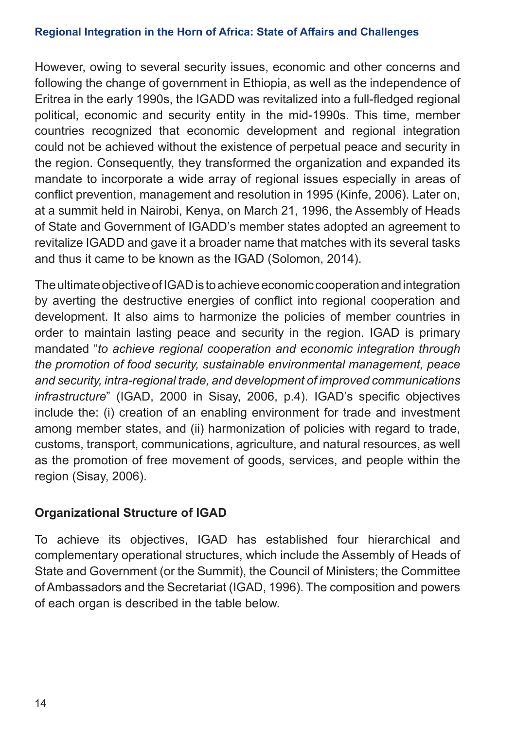However, owing to several security issues, economic and other concerns and following the change of government in Ethiopia, as well as the independence of Eritrea in the early 1990s, the IGADD was revitalized into a full-fledged regional political, economic and security entity in the mid-1990s. This time, member countries recognized that economic development and regional integration could not be achieved without the existence of perpetual peace and security in the region. Consequently, they transformed the organization and expanded its mandate to incorporate a wide array of regional issues especially in areas of conflict prevention, management and resolution in 1995 (Kinfe, 2006). Later on, at a summit held in Nairobi, Kenya, on March 21, 1996, the Assembly of Heads of State and Government of IGADD's member states adopted an agreement to revitalize IGADD and gave it a broader name that matches with its several tasks and thus it came to be known as the IGAD (Solomon, 2014).

The ultimate objective of IGAD is to achieve economic cooperation and integration by averting the destructive energies of conflict into regional cooperation and development. It also aims to harmonize the policies of member countries in order to maintain lasting peace and security in the region. IGAD is primary mandated "*to achieve regional cooperation and economic integration through the promotion of food security, sustainable environmental management, peace and security, intra-regional trade, and development of improved communications infrastructure*" (IGAD, 2000 in Sisay, 2006, p.4). IGAD's specific objectives include the: (i) creation of an enabling environment for trade and investment among member states, and (ii) harmonization of policies with regard to trade, customs, transport, communications, agriculture, and natural resources, as well as the promotion of free movement of goods, services, and people within the region (Sisay, 2006).

## Organizational Structure of IGAD

To achieve its objectives, IGAD has established four hierarchical and complementary operational structures, which include the Assembly of Heads of State and Government (or the Summit), the Council of Ministers; the Committee of Ambassadors and the Secretariat (IGAD, 1996). The composition and powers of each organ is described in the table below.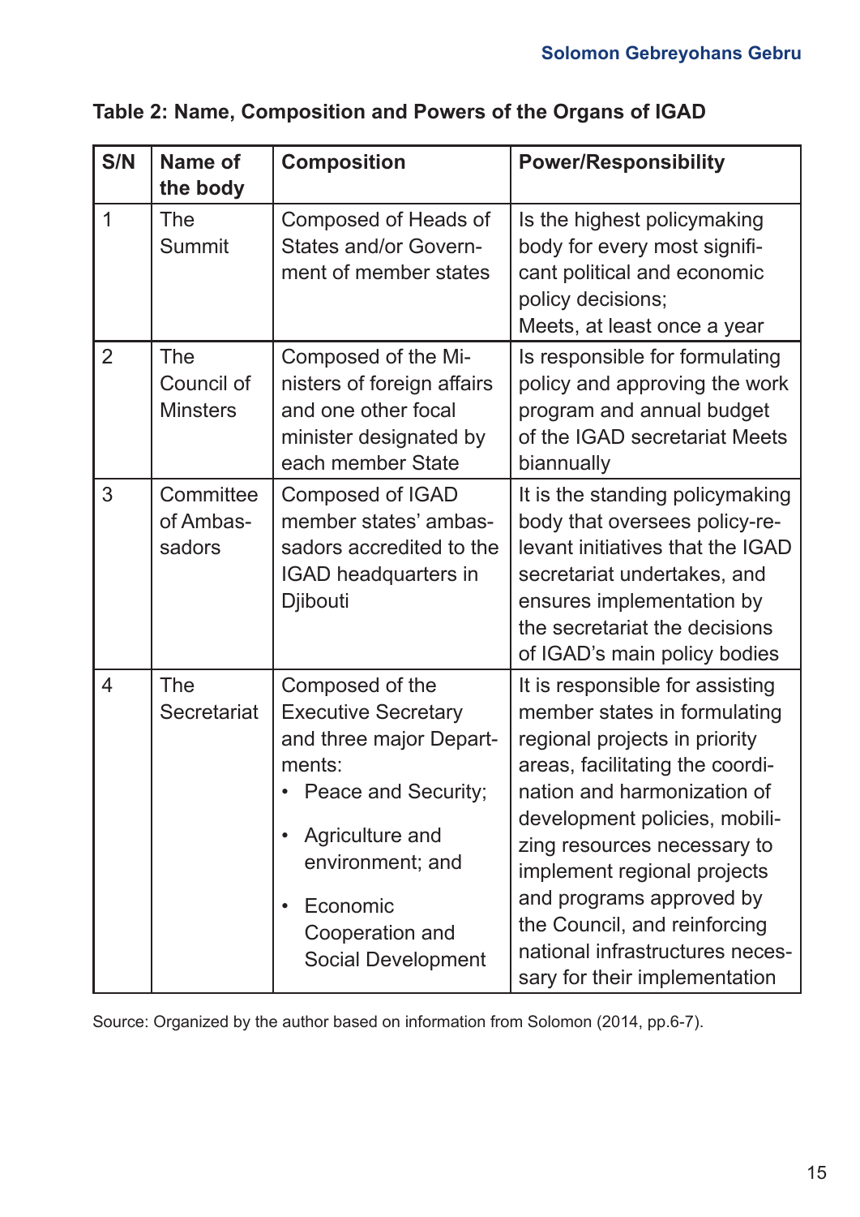**Table 2: Name, Composition and Powers of the Organs of IGAD**

| S/N | Name of the body | Composition | Power/Responsibility |
|---|---|---|---|
| 1 | The Summit | Composed of Heads of States and/or Government of member states | Is the highest policymaking body for every most significant political and economic policy decisions; Meets, at least once a year |
| 2 | The Council of Minsters | Composed of the Ministers of foreign affairs and one other focal minister designated by each member State | Is responsible for formulating policy and approving the work program and annual budget of the IGAD secretariat Meets biannually |
| 3 | Committee of Ambassadors | Composed of IGAD member states' ambassadors accredited to the IGAD headquarters in Djibouti | It is the standing policymaking body that oversees policy-relevant initiatives that the IGAD secretariat undertakes, and ensures implementation by the secretariat the decisions of IGAD's main policy bodies |
| 4 | The Secretariat | Composed of the Executive Secretary and three major Departments: • Peace and Security; • Agriculture and environment; and • Economic Cooperation and Social Development | It is responsible for assisting member states in formulating regional projects in priority areas, facilitating the coordination and harmonization of development policies, mobilizing resources necessary to implement regional projects and programs approved by the Council, and reinforcing national infrastructures necessary for their implementation |

Source: Organized by the author based on information from Solomon (2014, pp.6-7).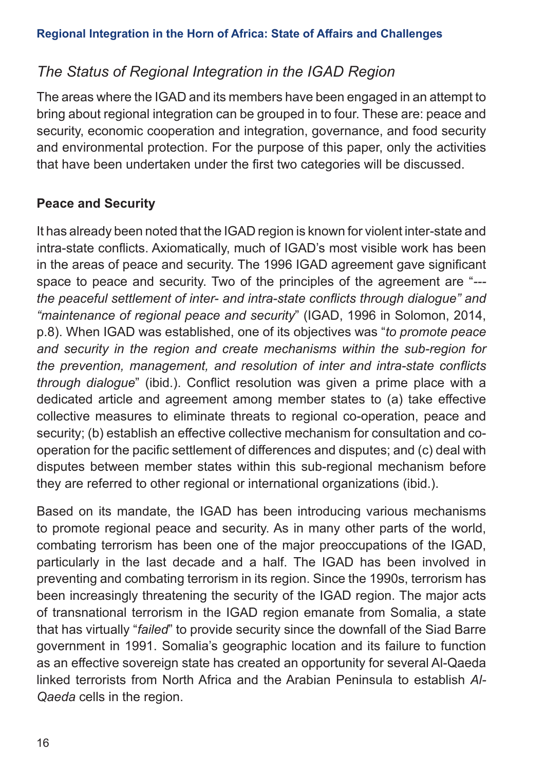## *The Status of Regional Integration in the IGAD Region*

The areas where the IGAD and its members have been engaged in an attempt to bring about regional integration can be grouped in to four. These are: peace and security, economic cooperation and integration, governance, and food security and environmental protection. For the purpose of this paper, only the activities that have been undertaken under the first two categories will be discussed.

### Peace and Security

It has already been noted that the IGAD region is known for violent inter-state and intra-state conflicts. Axiomatically, much of IGAD's most visible work has been in the areas of peace and security. The 1996 IGAD agreement gave significant space to peace and security. Two of the principles of the agreement are "*---the peaceful settlement of inter- and intra-state conflicts through dialogue" and "maintenance of regional peace and security*" (IGAD, 1996 in Solomon, 2014, p.8). When IGAD was established, one of its objectives was "*to promote peace and security in the region and create mechanisms within the sub-region for the prevention, management, and resolution of inter and intra-state conflicts through dialogue*" (ibid.). Conflict resolution was given a prime place with a dedicated article and agreement among member states to (a) take effective collective measures to eliminate threats to regional co-operation, peace and security; (b) establish an effective collective mechanism for consultation and co-operation for the pacific settlement of differences and disputes; and (c) deal with disputes between member states within this sub-regional mechanism before they are referred to other regional or international organizations (ibid.).

Based on its mandate, the IGAD has been introducing various mechanisms to promote regional peace and security. As in many other parts of the world, combating terrorism has been one of the major preoccupations of the IGAD, particularly in the last decade and a half. The IGAD has been involved in preventing and combating terrorism in its region. Since the 1990s, terrorism has been increasingly threatening the security of the IGAD region. The major acts of transnational terrorism in the IGAD region emanate from Somalia, a state that has virtually "*failed*" to provide security since the downfall of the Siad Barre government in 1991. Somalia's geographic location and its failure to function as an effective sovereign state has created an opportunity for several Al-Qaeda linked terrorists from North Africa and the Arabian Peninsula to establish *Al-Qaeda* cells in the region.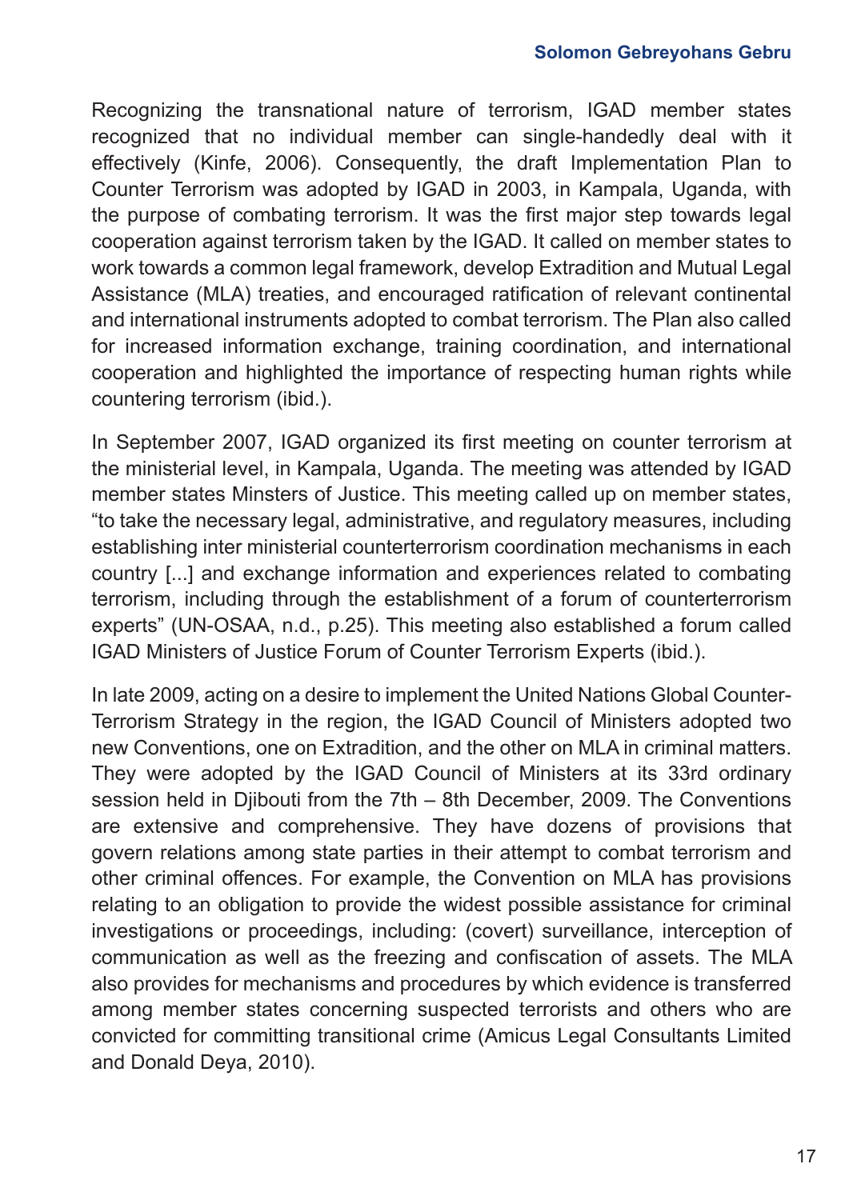Recognizing the transnational nature of terrorism, IGAD member states recognized that no individual member can single-handedly deal with it effectively (Kinfe, 2006). Consequently, the draft Implementation Plan to Counter Terrorism was adopted by IGAD in 2003, in Kampala, Uganda, with the purpose of combating terrorism. It was the first major step towards legal cooperation against terrorism taken by the IGAD. It called on member states to work towards a common legal framework, develop Extradition and Mutual Legal Assistance (MLA) treaties, and encouraged ratification of relevant continental and international instruments adopted to combat terrorism. The Plan also called for increased information exchange, training coordination, and international cooperation and highlighted the importance of respecting human rights while countering terrorism (ibid.).

In September 2007, IGAD organized its first meeting on counter terrorism at the ministerial level, in Kampala, Uganda. The meeting was attended by IGAD member states Minsters of Justice. This meeting called up on member states, "to take the necessary legal, administrative, and regulatory measures, including establishing inter ministerial counterterrorism coordination mechanisms in each country [...] and exchange information and experiences related to combating terrorism, including through the establishment of a forum of counterterrorism experts" (UN-OSAA, n.d., p.25). This meeting also established a forum called IGAD Ministers of Justice Forum of Counter Terrorism Experts (ibid.).

In late 2009, acting on a desire to implement the United Nations Global Counter-Terrorism Strategy in the region, the IGAD Council of Ministers adopted two new Conventions, one on Extradition, and the other on MLA in criminal matters. They were adopted by the IGAD Council of Ministers at its 33rd ordinary session held in Djibouti from the 7th – 8th December, 2009. The Conventions are extensive and comprehensive. They have dozens of provisions that govern relations among state parties in their attempt to combat terrorism and other criminal offences. For example, the Convention on MLA has provisions relating to an obligation to provide the widest possible assistance for criminal investigations or proceedings, including: (covert) surveillance, interception of communication as well as the freezing and confiscation of assets. The MLA also provides for mechanisms and procedures by which evidence is transferred among member states concerning suspected terrorists and others who are convicted for committing transitional crime (Amicus Legal Consultants Limited and Donald Deya, 2010).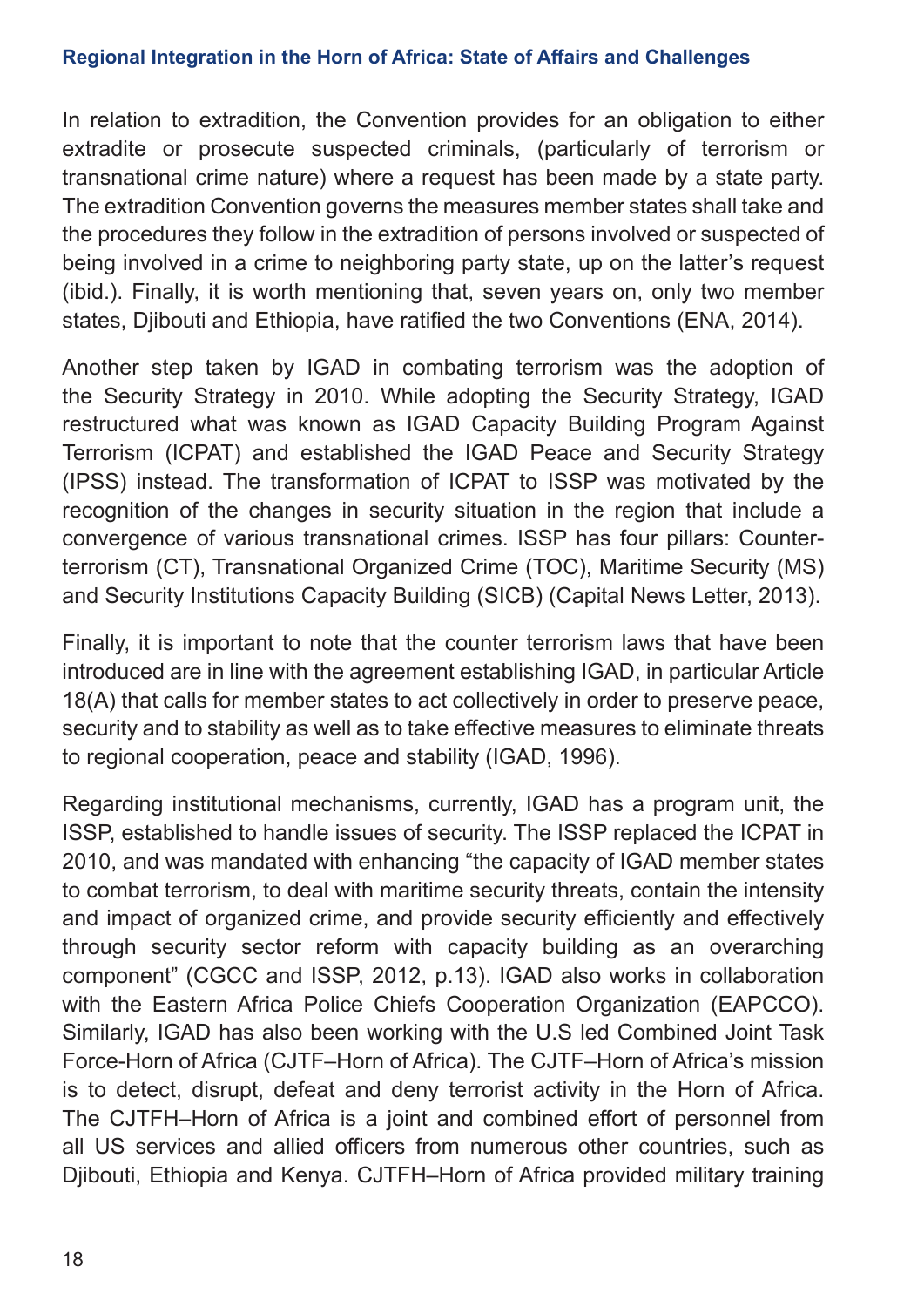In relation to extradition, the Convention provides for an obligation to either extradite or prosecute suspected criminals, (particularly of terrorism or transnational crime nature) where a request has been made by a state party. The extradition Convention governs the measures member states shall take and the procedures they follow in the extradition of persons involved or suspected of being involved in a crime to neighboring party state, up on the latter's request (ibid.). Finally, it is worth mentioning that, seven years on, only two member states, Djibouti and Ethiopia, have ratified the two Conventions (ENA, 2014).

Another step taken by IGAD in combating terrorism was the adoption of the Security Strategy in 2010. While adopting the Security Strategy, IGAD restructured what was known as IGAD Capacity Building Program Against Terrorism (ICPAT) and established the IGAD Peace and Security Strategy (IPSS) instead. The transformation of ICPAT to ISSP was motivated by the recognition of the changes in security situation in the region that include a convergence of various transnational crimes. ISSP has four pillars: Counter-terrorism (CT), Transnational Organized Crime (TOC), Maritime Security (MS) and Security Institutions Capacity Building (SICB) (Capital News Letter, 2013).

Finally, it is important to note that the counter terrorism laws that have been introduced are in line with the agreement establishing IGAD, in particular Article 18(A) that calls for member states to act collectively in order to preserve peace, security and to stability as well as to take effective measures to eliminate threats to regional cooperation, peace and stability (IGAD, 1996).

Regarding institutional mechanisms, currently, IGAD has a program unit, the ISSP, established to handle issues of security. The ISSP replaced the ICPAT in 2010, and was mandated with enhancing "the capacity of IGAD member states to combat terrorism, to deal with maritime security threats, contain the intensity and impact of organized crime, and provide security efficiently and effectively through security sector reform with capacity building as an overarching component" (CGCC and ISSP, 2012, p.13). IGAD also works in collaboration with the Eastern Africa Police Chiefs Cooperation Organization (EAPCCO). Similarly, IGAD has also been working with the U.S led Combined Joint Task Force-Horn of Africa (CJTF–Horn of Africa). The CJTF–Horn of Africa's mission is to detect, disrupt, defeat and deny terrorist activity in the Horn of Africa. The CJTFH–Horn of Africa is a joint and combined effort of personnel from all US services and allied officers from numerous other countries, such as Djibouti, Ethiopia and Kenya. CJTFH–Horn of Africa provided military training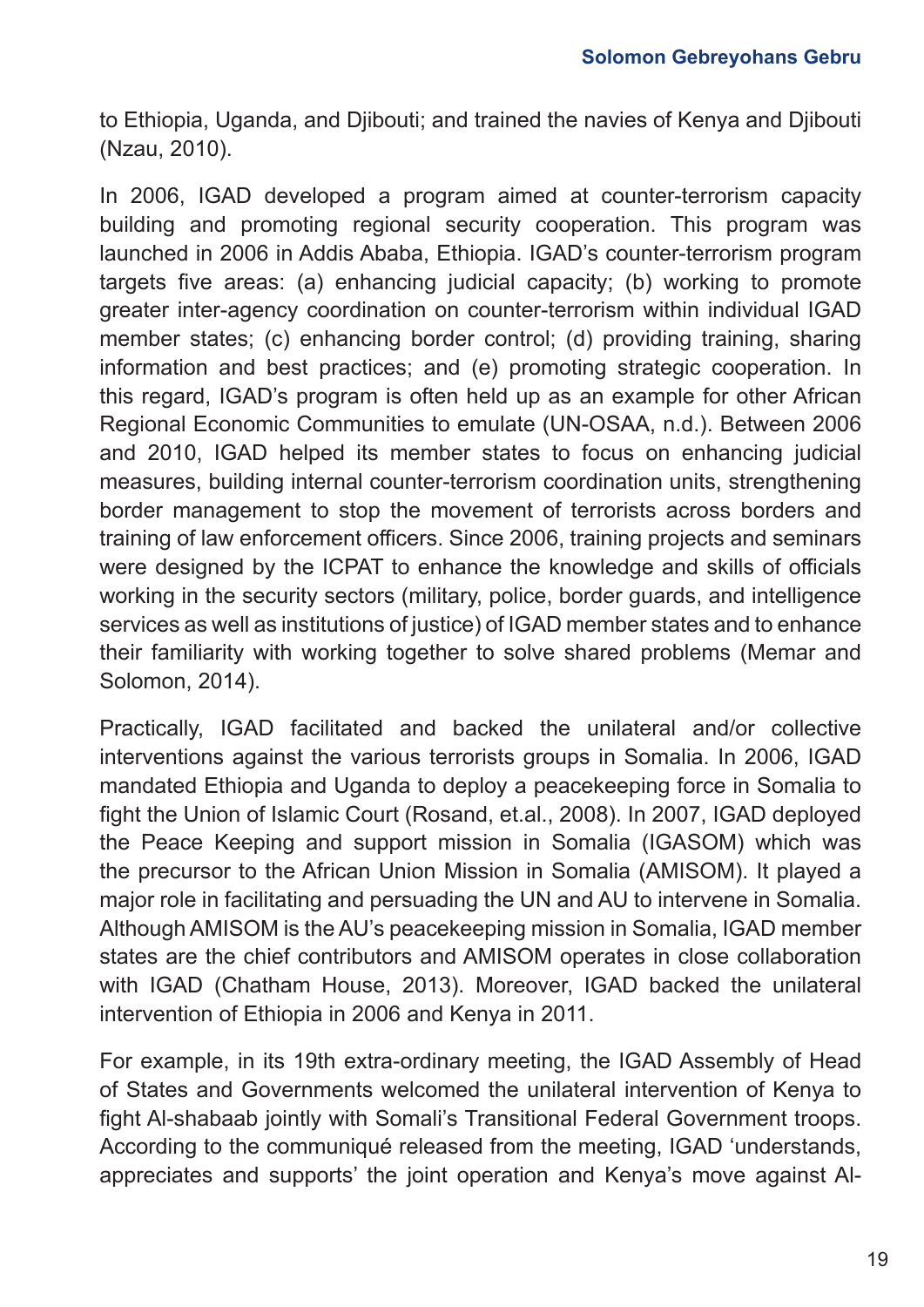to Ethiopia, Uganda, and Djibouti; and trained the navies of Kenya and Djibouti (Nzau, 2010).

In 2006, IGAD developed a program aimed at counter-terrorism capacity building and promoting regional security cooperation. This program was launched in 2006 in Addis Ababa, Ethiopia. IGAD's counter-terrorism program targets five areas: (a) enhancing judicial capacity; (b) working to promote greater inter-agency coordination on counter-terrorism within individual IGAD member states; (c) enhancing border control; (d) providing training, sharing information and best practices; and (e) promoting strategic cooperation. In this regard, IGAD's program is often held up as an example for other African Regional Economic Communities to emulate (UN-OSAA, n.d.). Between 2006 and 2010, IGAD helped its member states to focus on enhancing judicial measures, building internal counter-terrorism coordination units, strengthening border management to stop the movement of terrorists across borders and training of law enforcement officers. Since 2006, training projects and seminars were designed by the ICPAT to enhance the knowledge and skills of officials working in the security sectors (military, police, border guards, and intelligence services as well as institutions of justice) of IGAD member states and to enhance their familiarity with working together to solve shared problems (Memar and Solomon, 2014).

Practically, IGAD facilitated and backed the unilateral and/or collective interventions against the various terrorists groups in Somalia. In 2006, IGAD mandated Ethiopia and Uganda to deploy a peacekeeping force in Somalia to fight the Union of Islamic Court (Rosand, et.al., 2008). In 2007, IGAD deployed the Peace Keeping and support mission in Somalia (IGASOM) which was the precursor to the African Union Mission in Somalia (AMISOM). It played a major role in facilitating and persuading the UN and AU to intervene in Somalia. Although AMISOM is the AU's peacekeeping mission in Somalia, IGAD member states are the chief contributors and AMISOM operates in close collaboration with IGAD (Chatham House, 2013). Moreover, IGAD backed the unilateral intervention of Ethiopia in 2006 and Kenya in 2011.

For example, in its 19th extra-ordinary meeting, the IGAD Assembly of Head of States and Governments welcomed the unilateral intervention of Kenya to fight Al-shabaab jointly with Somali's Transitional Federal Government troops. According to the communiqué released from the meeting, IGAD 'understands, appreciates and supports' the joint operation and Kenya's move against Al-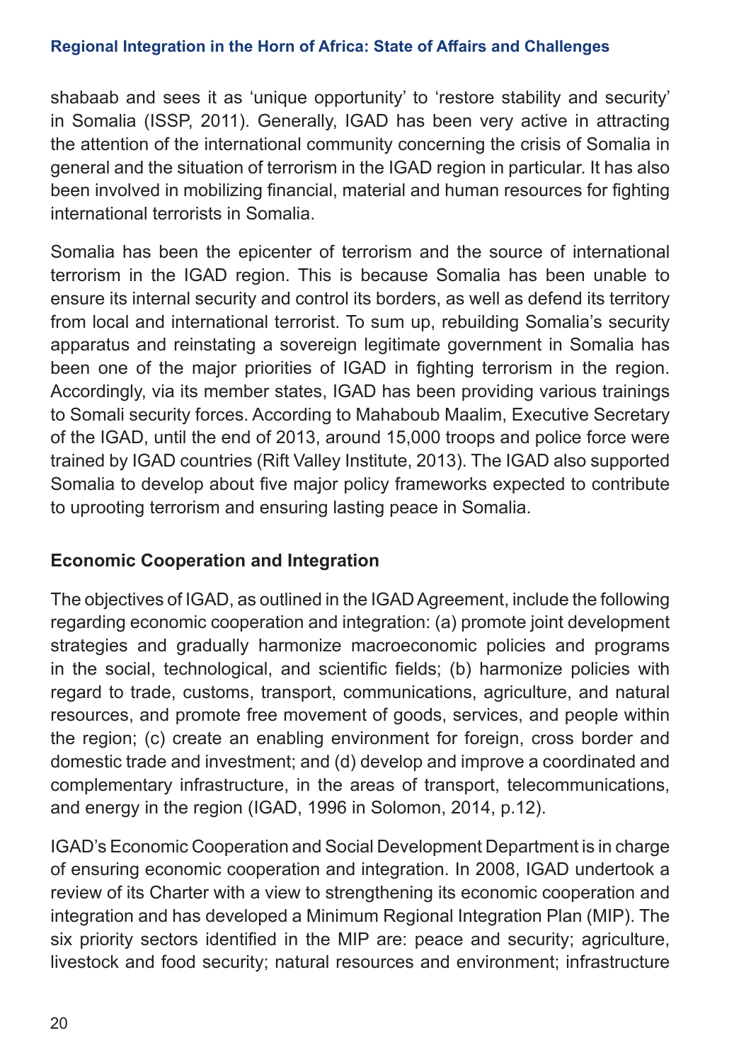shabaab and sees it as 'unique opportunity' to 'restore stability and security' in Somalia (ISSP, 2011). Generally, IGAD has been very active in attracting the attention of the international community concerning the crisis of Somalia in general and the situation of terrorism in the IGAD region in particular. It has also been involved in mobilizing financial, material and human resources for fighting international terrorists in Somalia.

Somalia has been the epicenter of terrorism and the source of international terrorism in the IGAD region. This is because Somalia has been unable to ensure its internal security and control its borders, as well as defend its territory from local and international terrorist. To sum up, rebuilding Somalia's security apparatus and reinstating a sovereign legitimate government in Somalia has been one of the major priorities of IGAD in fighting terrorism in the region. Accordingly, via its member states, IGAD has been providing various trainings to Somali security forces. According to Mahaboub Maalim, Executive Secretary of the IGAD, until the end of 2013, around 15,000 troops and police force were trained by IGAD countries (Rift Valley Institute, 2013). The IGAD also supported Somalia to develop about five major policy frameworks expected to contribute to uprooting terrorism and ensuring lasting peace in Somalia.

## Economic Cooperation and Integration

The objectives of IGAD, as outlined in the IGAD Agreement, include the following regarding economic cooperation and integration: (a) promote joint development strategies and gradually harmonize macroeconomic policies and programs in the social, technological, and scientific fields; (b) harmonize policies with regard to trade, customs, transport, communications, agriculture, and natural resources, and promote free movement of goods, services, and people within the region; (c) create an enabling environment for foreign, cross border and domestic trade and investment; and (d) develop and improve a coordinated and complementary infrastructure, in the areas of transport, telecommunications, and energy in the region (IGAD, 1996 in Solomon, 2014, p.12).

IGAD's Economic Cooperation and Social Development Department is in charge of ensuring economic cooperation and integration. In 2008, IGAD undertook a review of its Charter with a view to strengthening its economic cooperation and integration and has developed a Minimum Regional Integration Plan (MIP). The six priority sectors identified in the MIP are: peace and security; agriculture, livestock and food security; natural resources and environment; infrastructure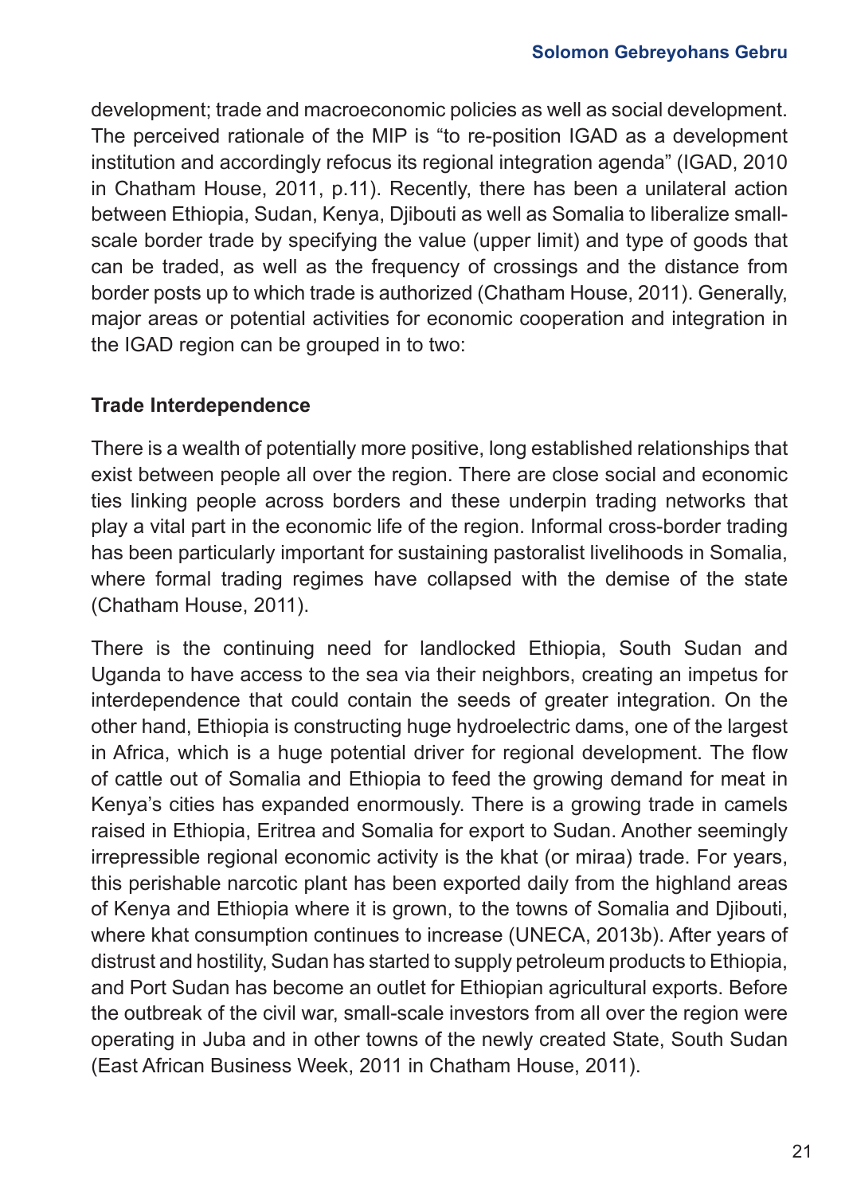development; trade and macroeconomic policies as well as social development. The perceived rationale of the MIP is "to re-position IGAD as a development institution and accordingly refocus its regional integration agenda" (IGAD, 2010 in Chatham House, 2011, p.11). Recently, there has been a unilateral action between Ethiopia, Sudan, Kenya, Djibouti as well as Somalia to liberalize small-scale border trade by specifying the value (upper limit) and type of goods that can be traded, as well as the frequency of crossings and the distance from border posts up to which trade is authorized (Chatham House, 2011). Generally, major areas or potential activities for economic cooperation and integration in the IGAD region can be grouped in to two:

**Trade Interdependence**

There is a wealth of potentially more positive, long established relationships that exist between people all over the region. There are close social and economic ties linking people across borders and these underpin trading networks that play a vital part in the economic life of the region. Informal cross-border trading has been particularly important for sustaining pastoralist livelihoods in Somalia, where formal trading regimes have collapsed with the demise of the state (Chatham House, 2011).

There is the continuing need for landlocked Ethiopia, South Sudan and Uganda to have access to the sea via their neighbors, creating an impetus for interdependence that could contain the seeds of greater integration. On the other hand, Ethiopia is constructing huge hydroelectric dams, one of the largest in Africa, which is a huge potential driver for regional development. The flow of cattle out of Somalia and Ethiopia to feed the growing demand for meat in Kenya's cities has expanded enormously. There is a growing trade in camels raised in Ethiopia, Eritrea and Somalia for export to Sudan. Another seemingly irrepressible regional economic activity is the khat (or miraa) trade. For years, this perishable narcotic plant has been exported daily from the highland areas of Kenya and Ethiopia where it is grown, to the towns of Somalia and Djibouti, where khat consumption continues to increase (UNECA, 2013b). After years of distrust and hostility, Sudan has started to supply petroleum products to Ethiopia, and Port Sudan has become an outlet for Ethiopian agricultural exports. Before the outbreak of the civil war, small-scale investors from all over the region were operating in Juba and in other towns of the newly created State, South Sudan (East African Business Week, 2011 in Chatham House, 2011).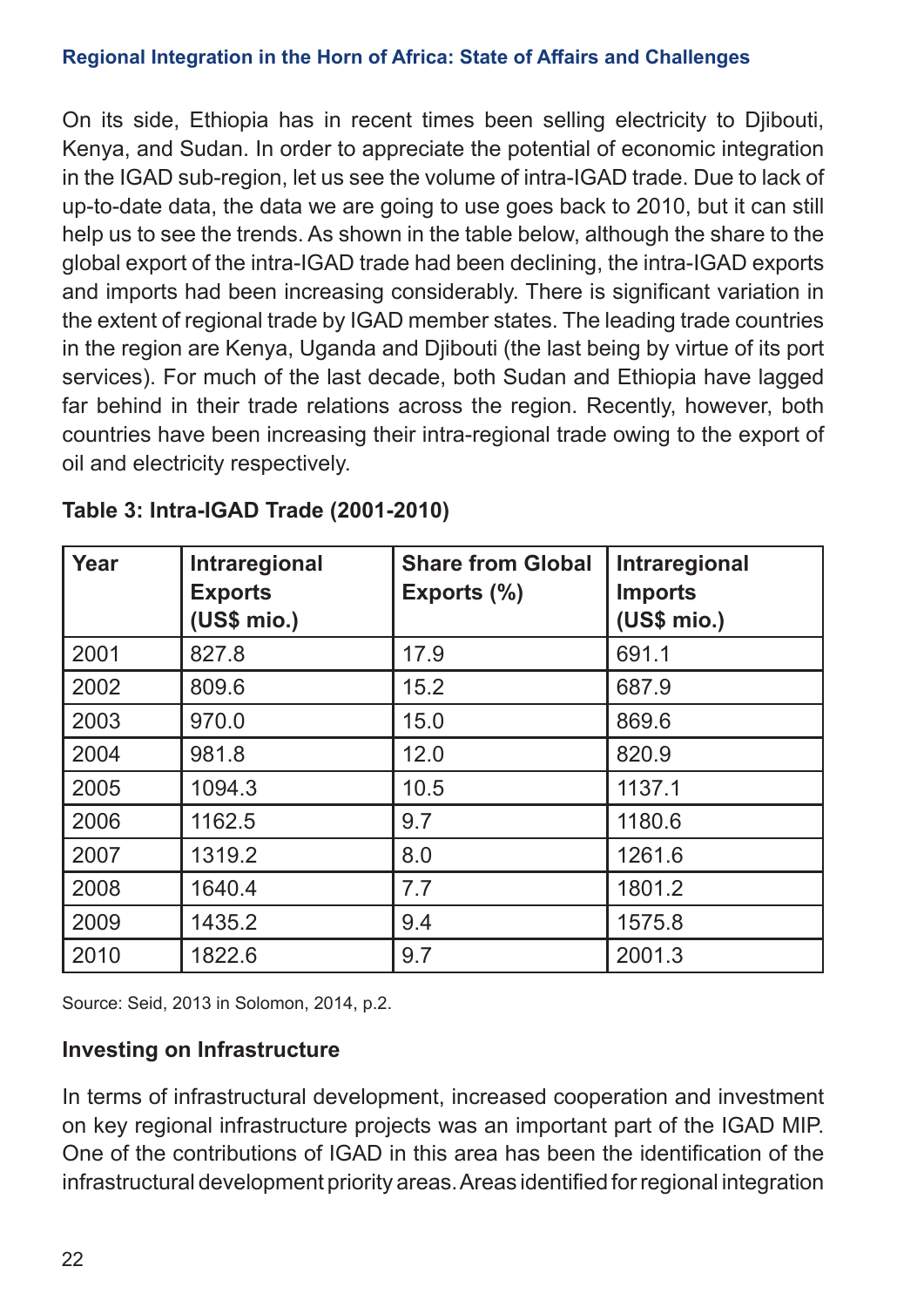On its side, Ethiopia has in recent times been selling electricity to Djibouti, Kenya, and Sudan. In order to appreciate the potential of economic integration in the IGAD sub-region, let us see the volume of intra-IGAD trade. Due to lack of up-to-date data, the data we are going to use goes back to 2010, but it can still help us to see the trends. As shown in the table below, although the share to the global export of the intra-IGAD trade had been declining, the intra-IGAD exports and imports had been increasing considerably. There is significant variation in the extent of regional trade by IGAD member states. The leading trade countries in the region are Kenya, Uganda and Djibouti (the last being by virtue of its port services). For much of the last decade, both Sudan and Ethiopia have lagged far behind in their trade relations across the region. Recently, however, both countries have been increasing their intra-regional trade owing to the export of oil and electricity respectively.

**Table 3: Intra-IGAD Trade (2001-2010)**

| Year | Intraregional Exports (US$ mio.) | Share from Global Exports (%) | Intraregional Imports (US$ mio.) |
|---|---|---|---|
| 2001 | 827.8 | 17.9 | 691.1 |
| 2002 | 809.6 | 15.2 | 687.9 |
| 2003 | 970.0 | 15.0 | 869.6 |
| 2004 | 981.8 | 12.0 | 820.9 |
| 2005 | 1094.3 | 10.5 | 1137.1 |
| 2006 | 1162.5 | 9.7 | 1180.6 |
| 2007 | 1319.2 | 8.0 | 1261.6 |
| 2008 | 1640.4 | 7.7 | 1801.2 |
| 2009 | 1435.2 | 9.4 | 1575.8 |
| 2010 | 1822.6 | 9.7 | 2001.3 |

Source: Seid, 2013 in Solomon, 2014, p.2.

### Investing on Infrastructure

In terms of infrastructural development, increased cooperation and investment on key regional infrastructure projects was an important part of the IGAD MIP. One of the contributions of IGAD in this area has been the identification of the infrastructural development priority areas. Areas identified for regional integration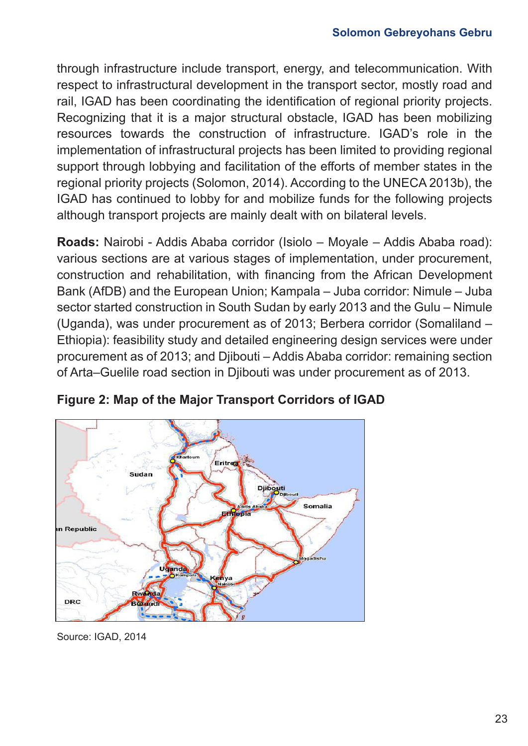through infrastructure include transport, energy, and telecommunication. With respect to infrastructural development in the transport sector, mostly road and rail, IGAD has been coordinating the identification of regional priority projects. Recognizing that it is a major structural obstacle, IGAD has been mobilizing resources towards the construction of infrastructure. IGAD's role in the implementation of infrastructural projects has been limited to providing regional support through lobbying and facilitation of the efforts of member states in the regional priority projects (Solomon, 2014). According to the UNECA 2013b), the IGAD has continued to lobby for and mobilize funds for the following projects although transport projects are mainly dealt with on bilateral levels.

**Roads:** Nairobi - Addis Ababa corridor (Isiolo – Moyale – Addis Ababa road): various sections are at various stages of implementation, under procurement, construction and rehabilitation, with financing from the African Development Bank (AfDB) and the European Union; Kampala – Juba corridor: Nimule – Juba sector started construction in South Sudan by early 2013 and the Gulu – Nimule (Uganda), was under procurement as of 2013; Berbera corridor (Somaliland – Ethiopia): feasibility study and detailed engineering design services were under procurement as of 2013; and Djibouti – Addis Ababa corridor: remaining section of Arta–Guelile road section in Djibouti was under procurement as of 2013.

**Figure 2: Map of the Major Transport Corridors of IGAD**

Source: IGAD, 2014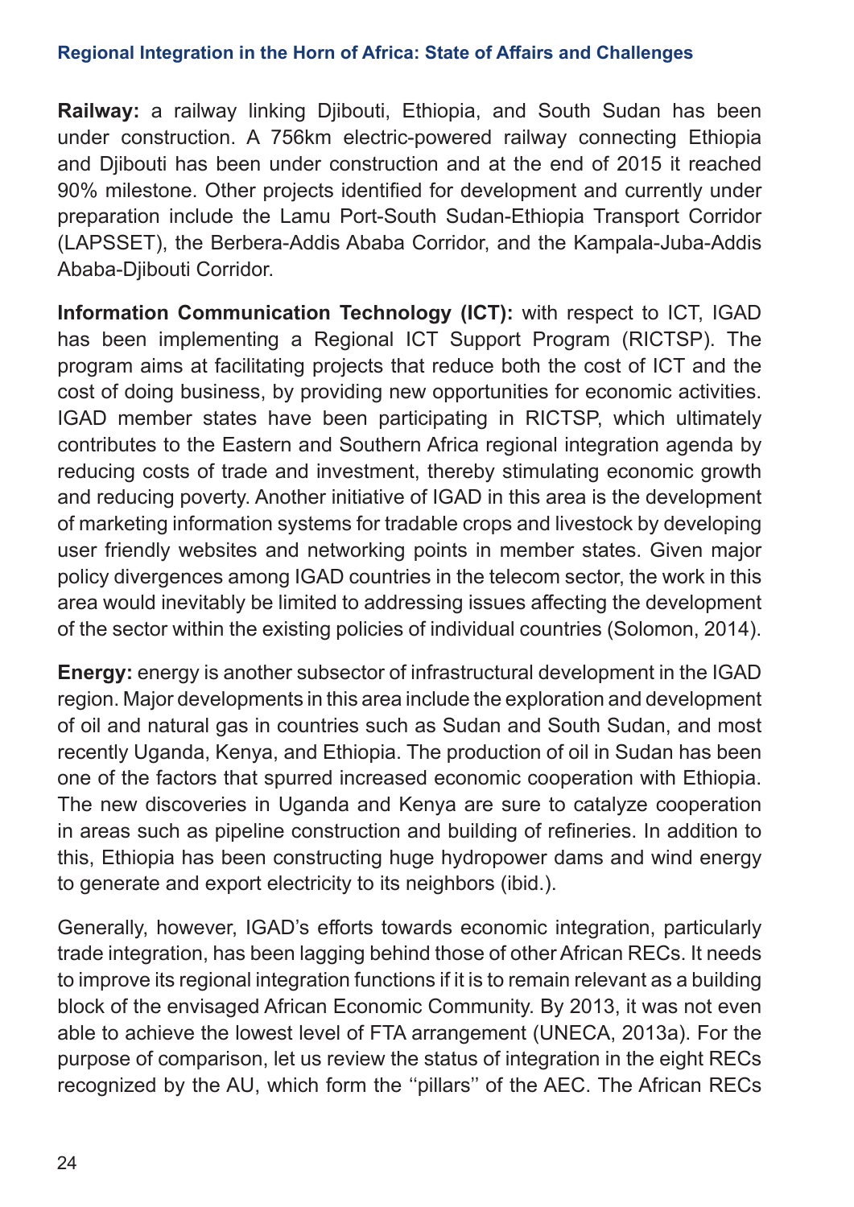**Railway:** a railway linking Djibouti, Ethiopia, and South Sudan has been under construction. A 756km electric-powered railway connecting Ethiopia and Djibouti has been under construction and at the end of 2015 it reached 90% milestone. Other projects identified for development and currently under preparation include the Lamu Port-South Sudan-Ethiopia Transport Corridor (LAPSSET), the Berbera-Addis Ababa Corridor, and the Kampala-Juba-Addis Ababa-Djibouti Corridor.

**Information Communication Technology (ICT):** with respect to ICT, IGAD has been implementing a Regional ICT Support Program (RICTSP). The program aims at facilitating projects that reduce both the cost of ICT and the cost of doing business, by providing new opportunities for economic activities. IGAD member states have been participating in RICTSP, which ultimately contributes to the Eastern and Southern Africa regional integration agenda by reducing costs of trade and investment, thereby stimulating economic growth and reducing poverty. Another initiative of IGAD in this area is the development of marketing information systems for tradable crops and livestock by developing user friendly websites and networking points in member states. Given major policy divergences among IGAD countries in the telecom sector, the work in this area would inevitably be limited to addressing issues affecting the development of the sector within the existing policies of individual countries (Solomon, 2014).

**Energy:** energy is another subsector of infrastructural development in the IGAD region. Major developments in this area include the exploration and development of oil and natural gas in countries such as Sudan and South Sudan, and most recently Uganda, Kenya, and Ethiopia. The production of oil in Sudan has been one of the factors that spurred increased economic cooperation with Ethiopia. The new discoveries in Uganda and Kenya are sure to catalyze cooperation in areas such as pipeline construction and building of refineries. In addition to this, Ethiopia has been constructing huge hydropower dams and wind energy to generate and export electricity to its neighbors (ibid.).

Generally, however, IGAD's efforts towards economic integration, particularly trade integration, has been lagging behind those of other African RECs. It needs to improve its regional integration functions if it is to remain relevant as a building block of the envisaged African Economic Community. By 2013, it was not even able to achieve the lowest level of FTA arrangement (UNECA, 2013a). For the purpose of comparison, let us review the status of integration in the eight RECs recognized by the AU, which form the ''pillars'' of the AEC. The African RECs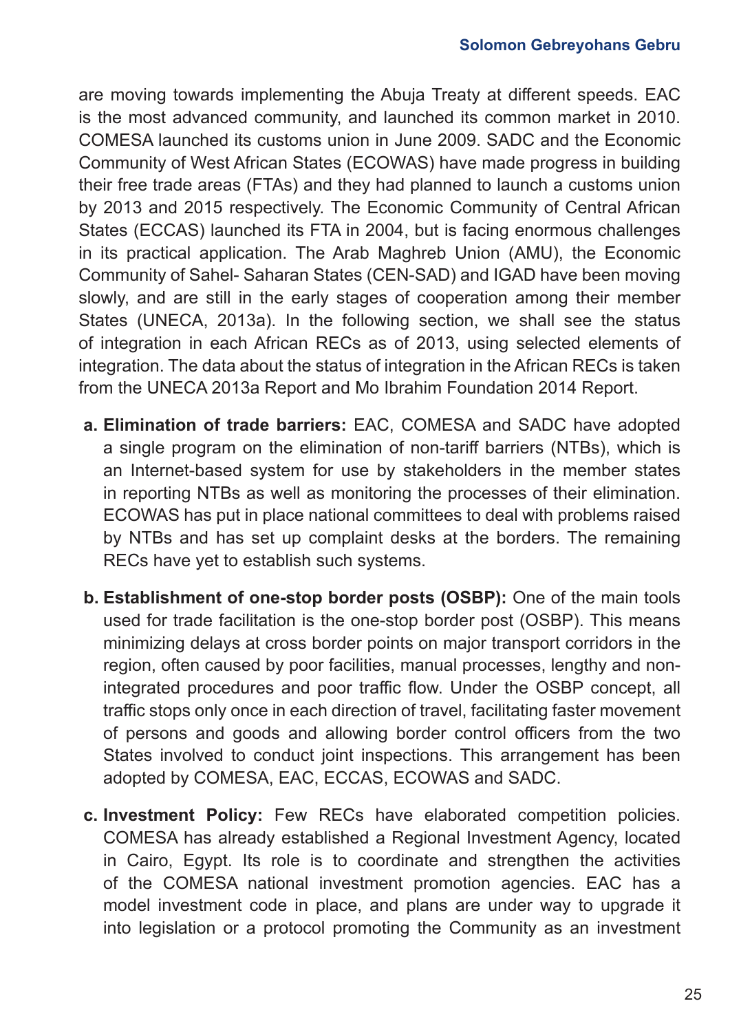are moving towards implementing the Abuja Treaty at different speeds. EAC is the most advanced community, and launched its common market in 2010. COMESA launched its customs union in June 2009. SADC and the Economic Community of West African States (ECOWAS) have made progress in building their free trade areas (FTAs) and they had planned to launch a customs union by 2013 and 2015 respectively. The Economic Community of Central African States (ECCAS) launched its FTA in 2004, but is facing enormous challenges in its practical application. The Arab Maghreb Union (AMU), the Economic Community of Sahel- Saharan States (CEN-SAD) and IGAD have been moving slowly, and are still in the early stages of cooperation among their member States (UNECA, 2013a). In the following section, we shall see the status of integration in each African RECs as of 2013, using selected elements of integration. The data about the status of integration in the African RECs is taken from the UNECA 2013a Report and Mo Ibrahim Foundation 2014 Report.

a. **Elimination of trade barriers:** EAC, COMESA and SADC have adopted a single program on the elimination of non-tariff barriers (NTBs), which is an Internet-based system for use by stakeholders in the member states in reporting NTBs as well as monitoring the processes of their elimination. ECOWAS has put in place national committees to deal with problems raised by NTBs and has set up complaint desks at the borders. The remaining RECs have yet to establish such systems.

b. **Establishment of one-stop border posts (OSBP):** One of the main tools used for trade facilitation is the one-stop border post (OSBP). This means minimizing delays at cross border points on major transport corridors in the region, often caused by poor facilities, manual processes, lengthy and non-integrated procedures and poor traffic flow. Under the OSBP concept, all traffic stops only once in each direction of travel, facilitating faster movement of persons and goods and allowing border control officers from the two States involved to conduct joint inspections. This arrangement has been adopted by COMESA, EAC, ECCAS, ECOWAS and SADC.

c. **Investment Policy:** Few RECs have elaborated competition policies. COMESA has already established a Regional Investment Agency, located in Cairo, Egypt. Its role is to coordinate and strengthen the activities of the COMESA national investment promotion agencies. EAC has a model investment code in place, and plans are under way to upgrade it into legislation or a protocol promoting the Community as an investment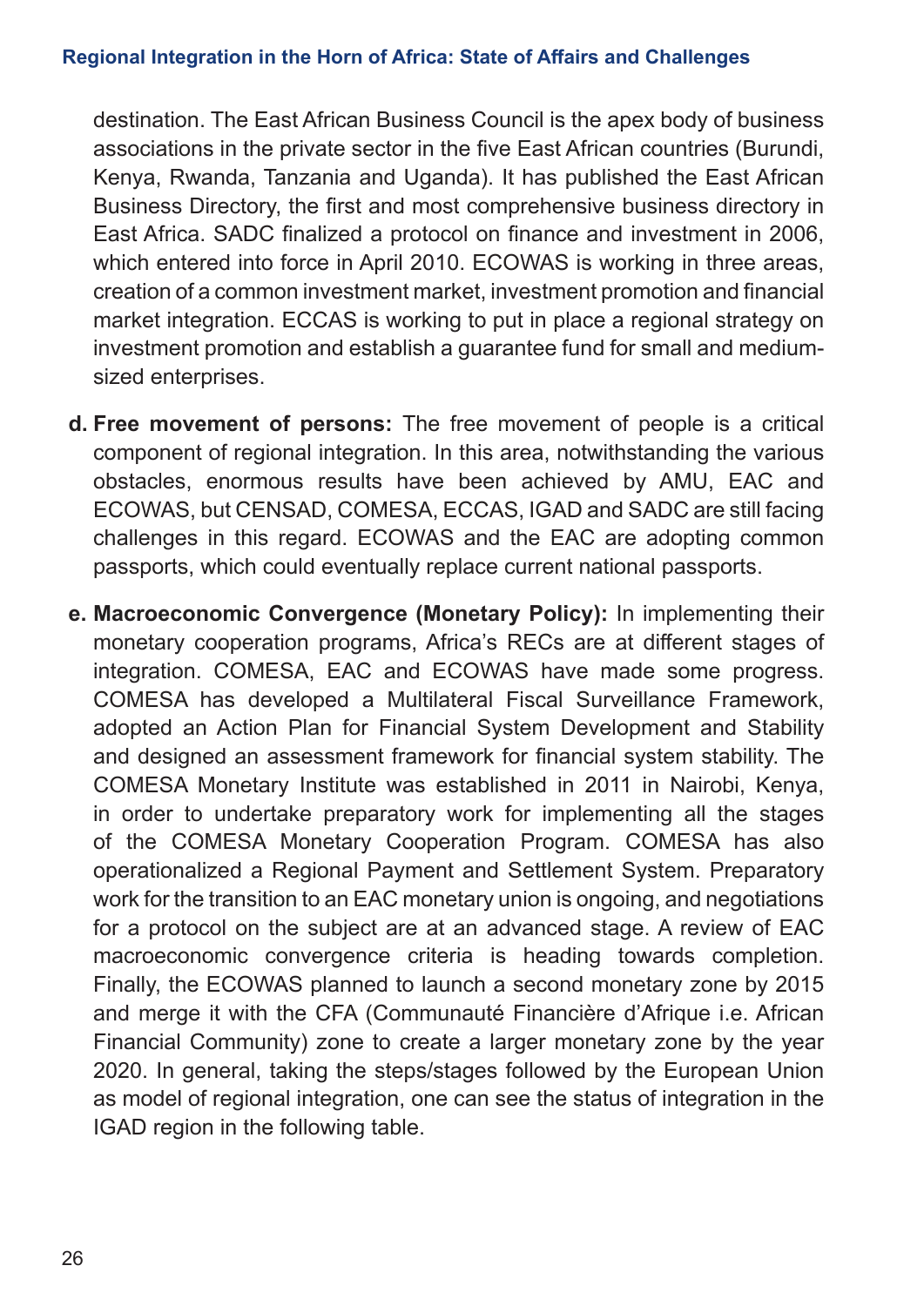destination. The East African Business Council is the apex body of business associations in the private sector in the five East African countries (Burundi, Kenya, Rwanda, Tanzania and Uganda). It has published the East African Business Directory, the first and most comprehensive business directory in East Africa. SADC finalized a protocol on finance and investment in 2006, which entered into force in April 2010. ECOWAS is working in three areas, creation of a common investment market, investment promotion and financial market integration. ECCAS is working to put in place a regional strategy on investment promotion and establish a guarantee fund for small and medium-sized enterprises.

d. **Free movement of persons:** The free movement of people is a critical component of regional integration. In this area, notwithstanding the various obstacles, enormous results have been achieved by AMU, EAC and ECOWAS, but CENSAD, COMESA, ECCAS, IGAD and SADC are still facing challenges in this regard. ECOWAS and the EAC are adopting common passports, which could eventually replace current national passports.

e. **Macroeconomic Convergence (Monetary Policy):** In implementing their monetary cooperation programs, Africa's RECs are at different stages of integration. COMESA, EAC and ECOWAS have made some progress. COMESA has developed a Multilateral Fiscal Surveillance Framework, adopted an Action Plan for Financial System Development and Stability and designed an assessment framework for financial system stability. The COMESA Monetary Institute was established in 2011 in Nairobi, Kenya, in order to undertake preparatory work for implementing all the stages of the COMESA Monetary Cooperation Program. COMESA has also operationalized a Regional Payment and Settlement System. Preparatory work for the transition to an EAC monetary union is ongoing, and negotiations for a protocol on the subject are at an advanced stage. A review of EAC macroeconomic convergence criteria is heading towards completion. Finally, the ECOWAS planned to launch a second monetary zone by 2015 and merge it with the CFA (Communauté Financière d'Afrique i.e. African Financial Community) zone to create a larger monetary zone by the year 2020. In general, taking the steps/stages followed by the European Union as model of regional integration, one can see the status of integration in the IGAD region in the following table.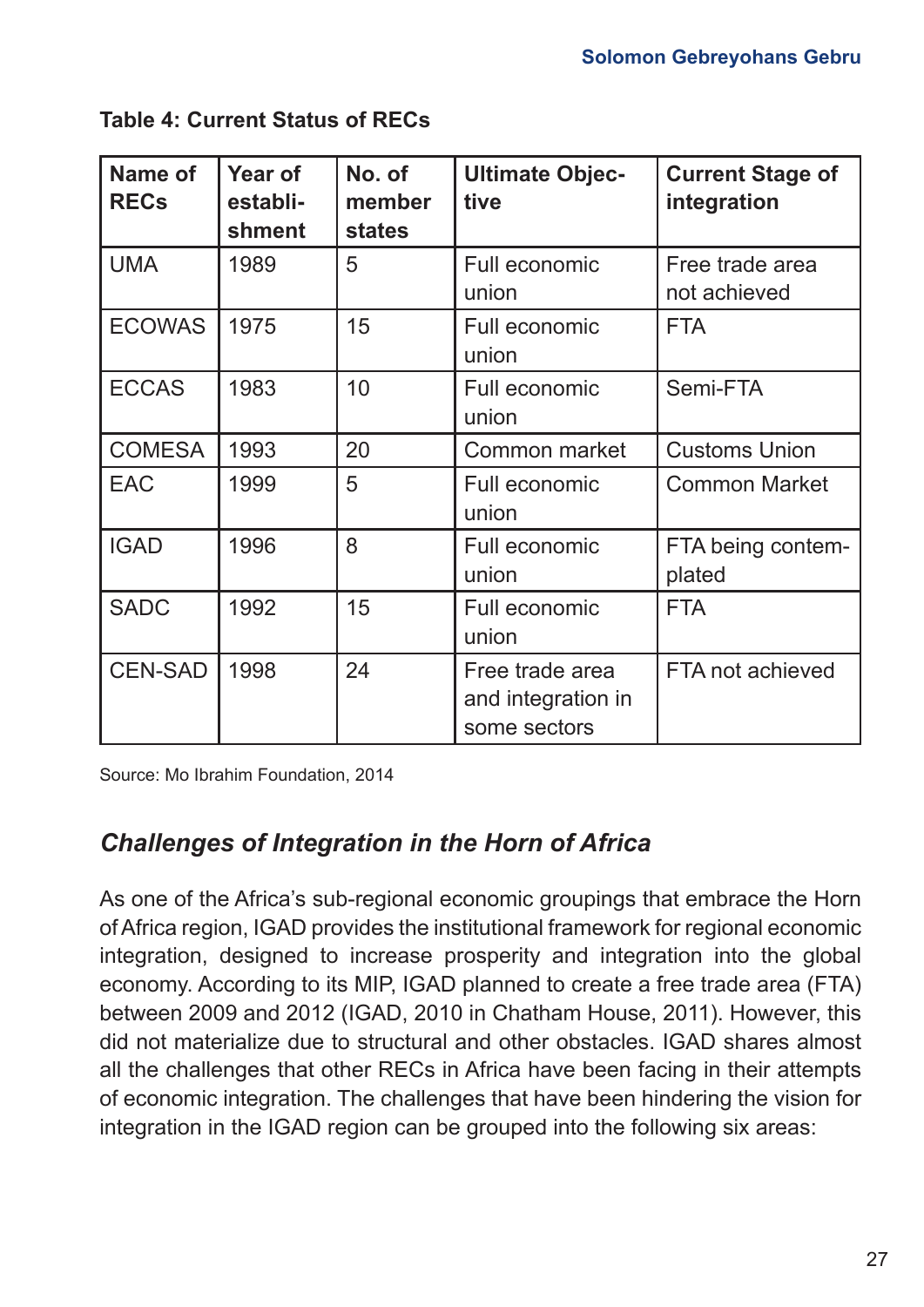**Table 4: Current Status of RECs**

| Name of RECs | Year of establishment | No. of member states | Ultimate Objective | Current Stage of integration |
|---|---|---|---|---|
| UMA | 1989 | 5 | Full economic union | Free trade area not achieved |
| ECOWAS | 1975 | 15 | Full economic union | FTA |
| ECCAS | 1983 | 10 | Full economic union | Semi-FTA |
| COMESA | 1993 | 20 | Common market | Customs Union |
| EAC | 1999 | 5 | Full economic union | Common Market |
| IGAD | 1996 | 8 | Full economic union | FTA being contemplated |
| SADC | 1992 | 15 | Full economic union | FTA |
| CEN-SAD | 1998 | 24 | Free trade area and integration in some sectors | FTA not achieved |

Source: Mo Ibrahim Foundation, 2014

## *Challenges of Integration in the Horn of Africa*

As one of the Africa's sub-regional economic groupings that embrace the Horn of Africa region, IGAD provides the institutional framework for regional economic integration, designed to increase prosperity and integration into the global economy. According to its MIP, IGAD planned to create a free trade area (FTA) between 2009 and 2012 (IGAD, 2010 in Chatham House, 2011). However, this did not materialize due to structural and other obstacles. IGAD shares almost all the challenges that other RECs in Africa have been facing in their attempts of economic integration. The challenges that have been hindering the vision for integration in the IGAD region can be grouped into the following six areas: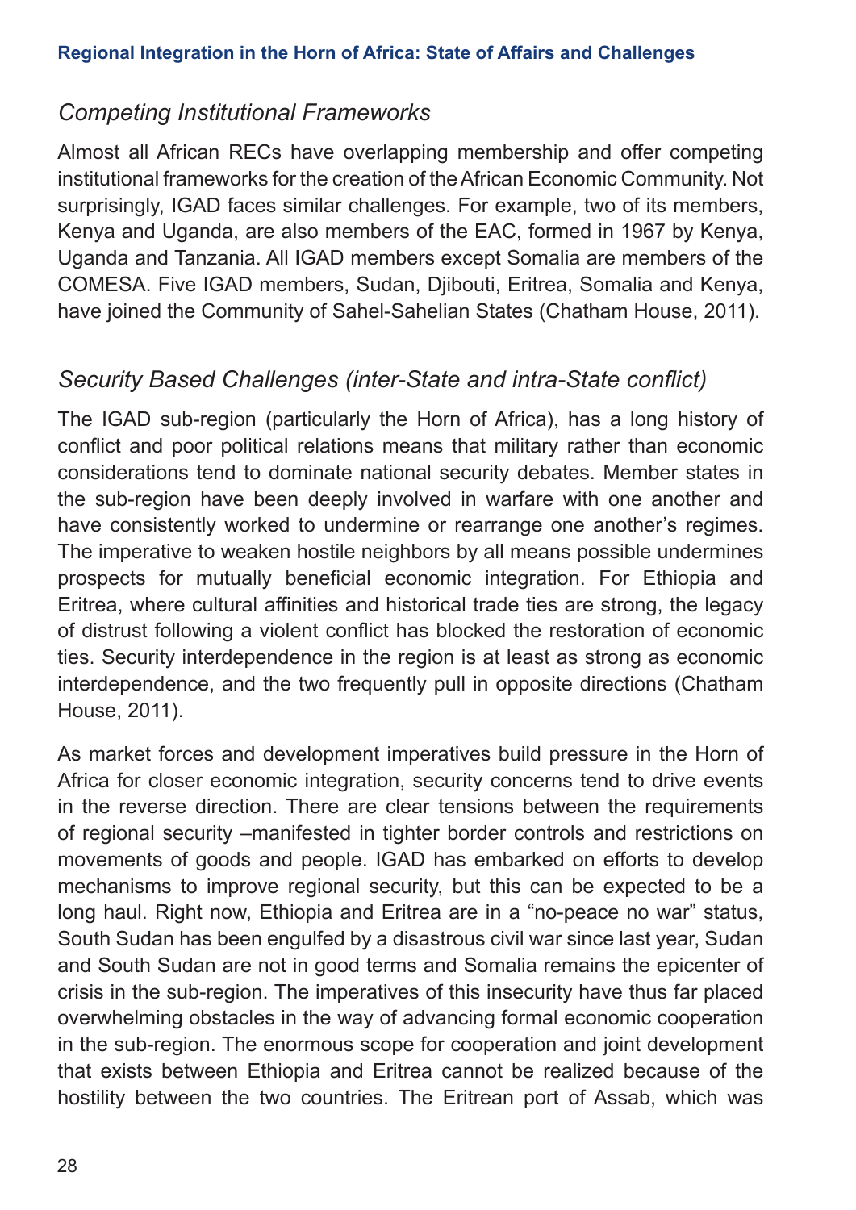### *Competing Institutional Frameworks*

Almost all African RECs have overlapping membership and offer competing institutional frameworks for the creation of the African Economic Community. Not surprisingly, IGAD faces similar challenges. For example, two of its members, Kenya and Uganda, are also members of the EAC, formed in 1967 by Kenya, Uganda and Tanzania. All IGAD members except Somalia are members of the COMESA. Five IGAD members, Sudan, Djibouti, Eritrea, Somalia and Kenya, have joined the Community of Sahel-Sahelian States (Chatham House, 2011).

### *Security Based Challenges (inter-State and intra-State conflict)*

The IGAD sub-region (particularly the Horn of Africa), has a long history of conflict and poor political relations means that military rather than economic considerations tend to dominate national security debates. Member states in the sub-region have been deeply involved in warfare with one another and have consistently worked to undermine or rearrange one another's regimes. The imperative to weaken hostile neighbors by all means possible undermines prospects for mutually beneficial economic integration. For Ethiopia and Eritrea, where cultural affinities and historical trade ties are strong, the legacy of distrust following a violent conflict has blocked the restoration of economic ties. Security interdependence in the region is at least as strong as economic interdependence, and the two frequently pull in opposite directions (Chatham House, 2011).

As market forces and development imperatives build pressure in the Horn of Africa for closer economic integration, security concerns tend to drive events in the reverse direction. There are clear tensions between the requirements of regional security –manifested in tighter border controls and restrictions on movements of goods and people. IGAD has embarked on efforts to develop mechanisms to improve regional security, but this can be expected to be a long haul. Right now, Ethiopia and Eritrea are in a "no-peace no war" status, South Sudan has been engulfed by a disastrous civil war since last year, Sudan and South Sudan are not in good terms and Somalia remains the epicenter of crisis in the sub-region. The imperatives of this insecurity have thus far placed overwhelming obstacles in the way of advancing formal economic cooperation in the sub-region. The enormous scope for cooperation and joint development that exists between Ethiopia and Eritrea cannot be realized because of the hostility between the two countries. The Eritrean port of Assab, which was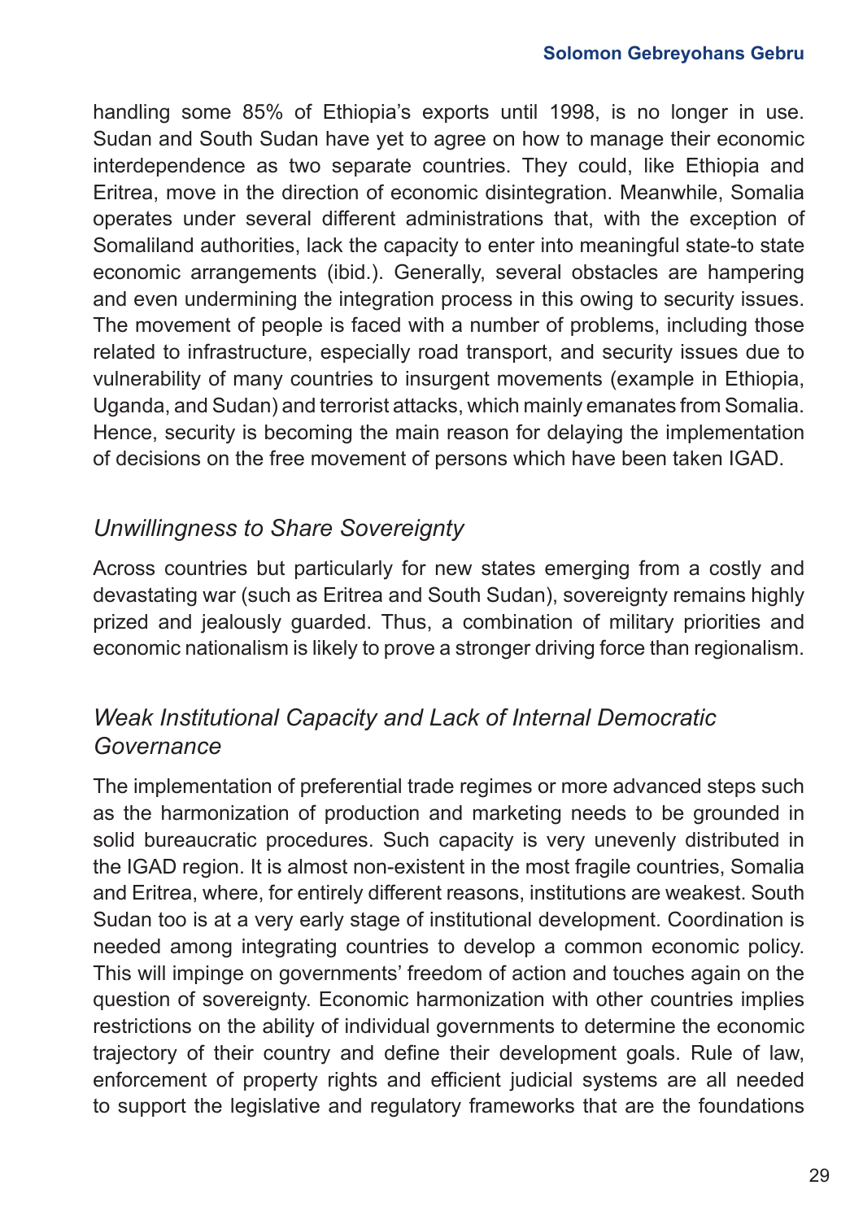handling some 85% of Ethiopia's exports until 1998, is no longer in use. Sudan and South Sudan have yet to agree on how to manage their economic interdependence as two separate countries. They could, like Ethiopia and Eritrea, move in the direction of economic disintegration. Meanwhile, Somalia operates under several different administrations that, with the exception of Somaliland authorities, lack the capacity to enter into meaningful state-to state economic arrangements (ibid.). Generally, several obstacles are hampering and even undermining the integration process in this owing to security issues. The movement of people is faced with a number of problems, including those related to infrastructure, especially road transport, and security issues due to vulnerability of many countries to insurgent movements (example in Ethiopia, Uganda, and Sudan) and terrorist attacks, which mainly emanates from Somalia. Hence, security is becoming the main reason for delaying the implementation of decisions on the free movement of persons which have been taken IGAD.

### *Unwillingness to Share Sovereignty*

Across countries but particularly for new states emerging from a costly and devastating war (such as Eritrea and South Sudan), sovereignty remains highly prized and jealously guarded. Thus, a combination of military priorities and economic nationalism is likely to prove a stronger driving force than regionalism.

### *Weak Institutional Capacity and Lack of Internal Democratic Governance*

The implementation of preferential trade regimes or more advanced steps such as the harmonization of production and marketing needs to be grounded in solid bureaucratic procedures. Such capacity is very unevenly distributed in the IGAD region. It is almost non-existent in the most fragile countries, Somalia and Eritrea, where, for entirely different reasons, institutions are weakest. South Sudan too is at a very early stage of institutional development. Coordination is needed among integrating countries to develop a common economic policy. This will impinge on governments' freedom of action and touches again on the question of sovereignty. Economic harmonization with other countries implies restrictions on the ability of individual governments to determine the economic trajectory of their country and define their development goals. Rule of law, enforcement of property rights and efficient judicial systems are all needed to support the legislative and regulatory frameworks that are the foundations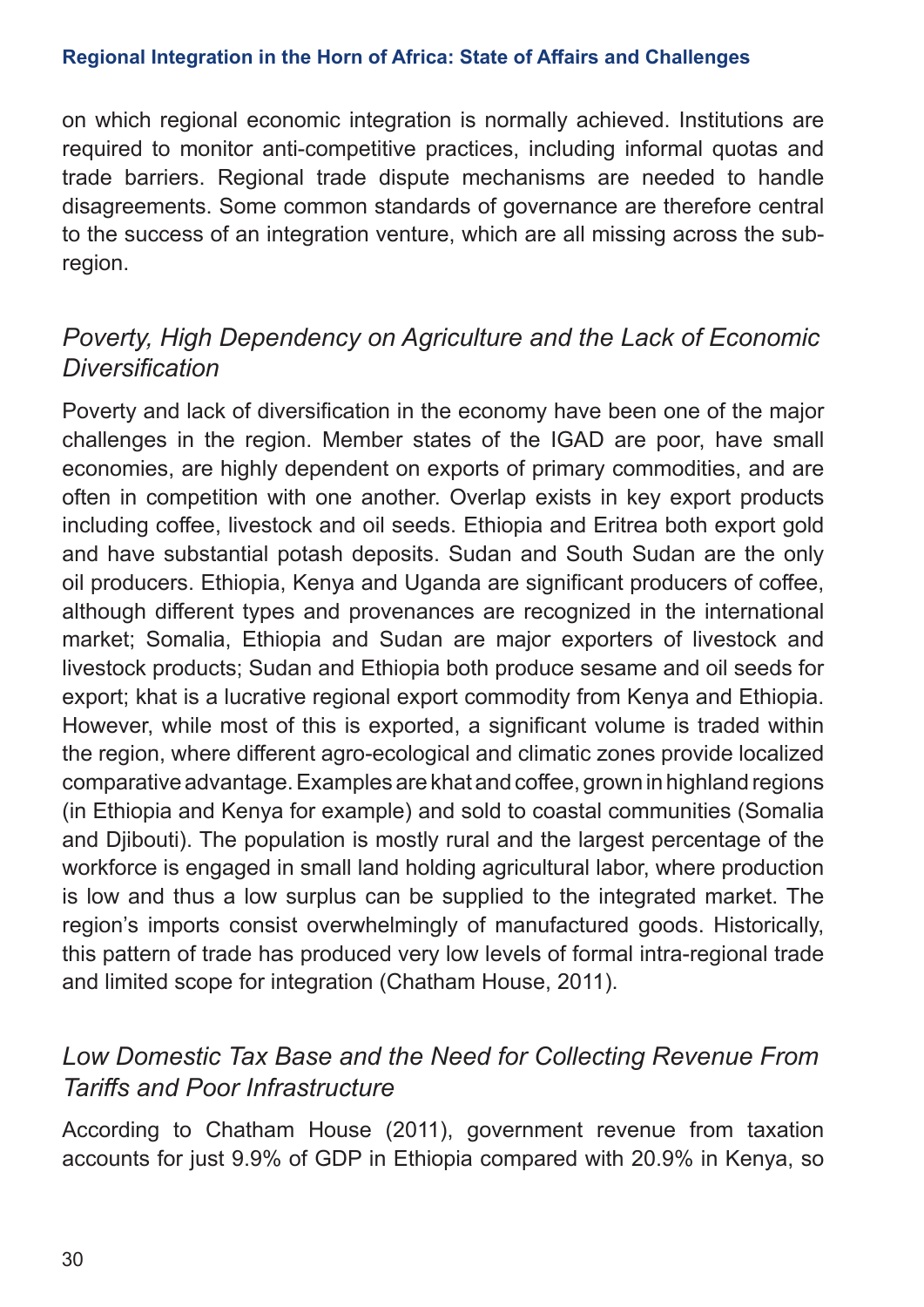on which regional economic integration is normally achieved. Institutions are required to monitor anti-competitive practices, including informal quotas and trade barriers. Regional trade dispute mechanisms are needed to handle disagreements. Some common standards of governance are therefore central to the success of an integration venture, which are all missing across the sub-region.

### *Poverty, High Dependency on Agriculture and the Lack of Economic Diversification*

Poverty and lack of diversification in the economy have been one of the major challenges in the region. Member states of the IGAD are poor, have small economies, are highly dependent on exports of primary commodities, and are often in competition with one another. Overlap exists in key export products including coffee, livestock and oil seeds. Ethiopia and Eritrea both export gold and have substantial potash deposits. Sudan and South Sudan are the only oil producers. Ethiopia, Kenya and Uganda are significant producers of coffee, although different types and provenances are recognized in the international market; Somalia, Ethiopia and Sudan are major exporters of livestock and livestock products; Sudan and Ethiopia both produce sesame and oil seeds for export; khat is a lucrative regional export commodity from Kenya and Ethiopia. However, while most of this is exported, a significant volume is traded within the region, where different agro-ecological and climatic zones provide localized comparative advantage. Examples are khat and coffee, grown in highland regions (in Ethiopia and Kenya for example) and sold to coastal communities (Somalia and Djibouti). The population is mostly rural and the largest percentage of the workforce is engaged in small land holding agricultural labor, where production is low and thus a low surplus can be supplied to the integrated market. The region's imports consist overwhelmingly of manufactured goods. Historically, this pattern of trade has produced very low levels of formal intra-regional trade and limited scope for integration (Chatham House, 2011).

### *Low Domestic Tax Base and the Need for Collecting Revenue From Tariffs and Poor Infrastructure*

According to Chatham House (2011), government revenue from taxation accounts for just 9.9% of GDP in Ethiopia compared with 20.9% in Kenya, so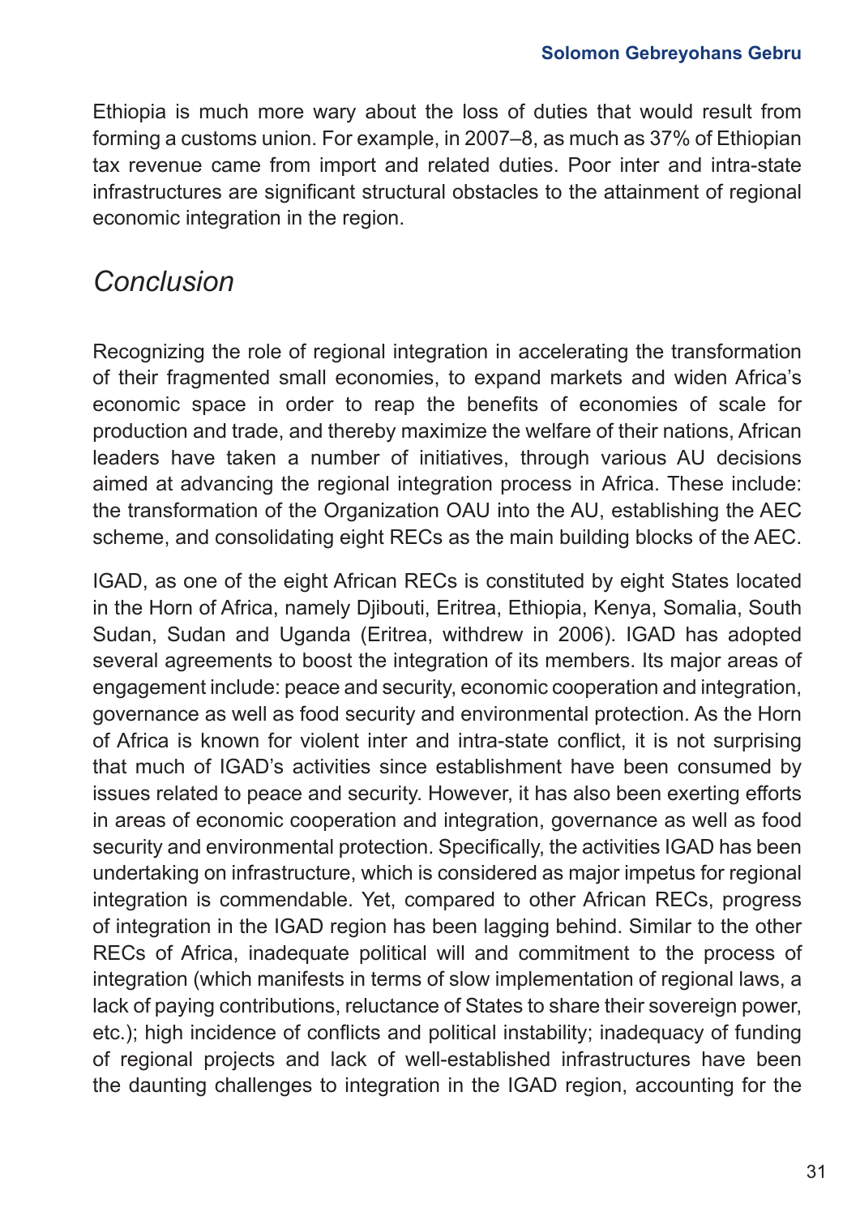Ethiopia is much more wary about the loss of duties that would result from forming a customs union. For example, in 2007–8, as much as 37% of Ethiopian tax revenue came from import and related duties. Poor inter and intra-state infrastructures are significant structural obstacles to the attainment of regional economic integration in the region.

## *Conclusion*

Recognizing the role of regional integration in accelerating the transformation of their fragmented small economies, to expand markets and widen Africa's economic space in order to reap the benefits of economies of scale for production and trade, and thereby maximize the welfare of their nations, African leaders have taken a number of initiatives, through various AU decisions aimed at advancing the regional integration process in Africa. These include: the transformation of the Organization OAU into the AU, establishing the AEC scheme, and consolidating eight RECs as the main building blocks of the AEC.

IGAD, as one of the eight African RECs is constituted by eight States located in the Horn of Africa, namely Djibouti, Eritrea, Ethiopia, Kenya, Somalia, South Sudan, Sudan and Uganda (Eritrea, withdrew in 2006). IGAD has adopted several agreements to boost the integration of its members. Its major areas of engagement include: peace and security, economic cooperation and integration, governance as well as food security and environmental protection. As the Horn of Africa is known for violent inter and intra-state conflict, it is not surprising that much of IGAD's activities since establishment have been consumed by issues related to peace and security. However, it has also been exerting efforts in areas of economic cooperation and integration, governance as well as food security and environmental protection. Specifically, the activities IGAD has been undertaking on infrastructure, which is considered as major impetus for regional integration is commendable. Yet, compared to other African RECs, progress of integration in the IGAD region has been lagging behind. Similar to the other RECs of Africa, inadequate political will and commitment to the process of integration (which manifests in terms of slow implementation of regional laws, a lack of paying contributions, reluctance of States to share their sovereign power, etc.); high incidence of conflicts and political instability; inadequacy of funding of regional projects and lack of well-established infrastructures have been the daunting challenges to integration in the IGAD region, accounting for the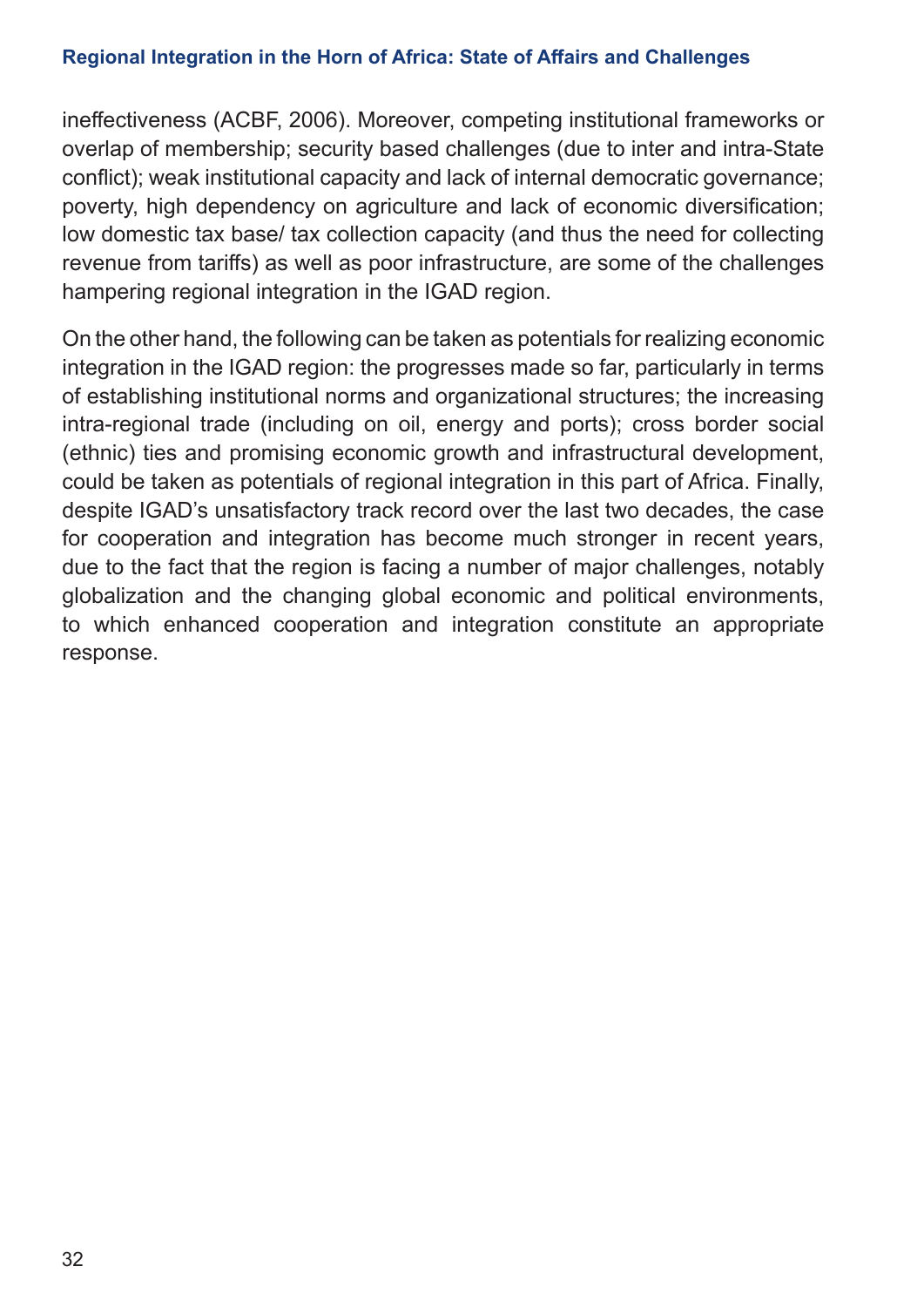ineffectiveness (ACBF, 2006). Moreover, competing institutional frameworks or overlap of membership; security based challenges (due to inter and intra-State conflict); weak institutional capacity and lack of internal democratic governance; poverty, high dependency on agriculture and lack of economic diversification; low domestic tax base/ tax collection capacity (and thus the need for collecting revenue from tariffs) as well as poor infrastructure, are some of the challenges hampering regional integration in the IGAD region.

On the other hand, the following can be taken as potentials for realizing economic integration in the IGAD region: the progresses made so far, particularly in terms of establishing institutional norms and organizational structures; the increasing intra-regional trade (including on oil, energy and ports); cross border social (ethnic) ties and promising economic growth and infrastructural development, could be taken as potentials of regional integration in this part of Africa. Finally, despite IGAD's unsatisfactory track record over the last two decades, the case for cooperation and integration has become much stronger in recent years, due to the fact that the region is facing a number of major challenges, notably globalization and the changing global economic and political environments, to which enhanced cooperation and integration constitute an appropriate response.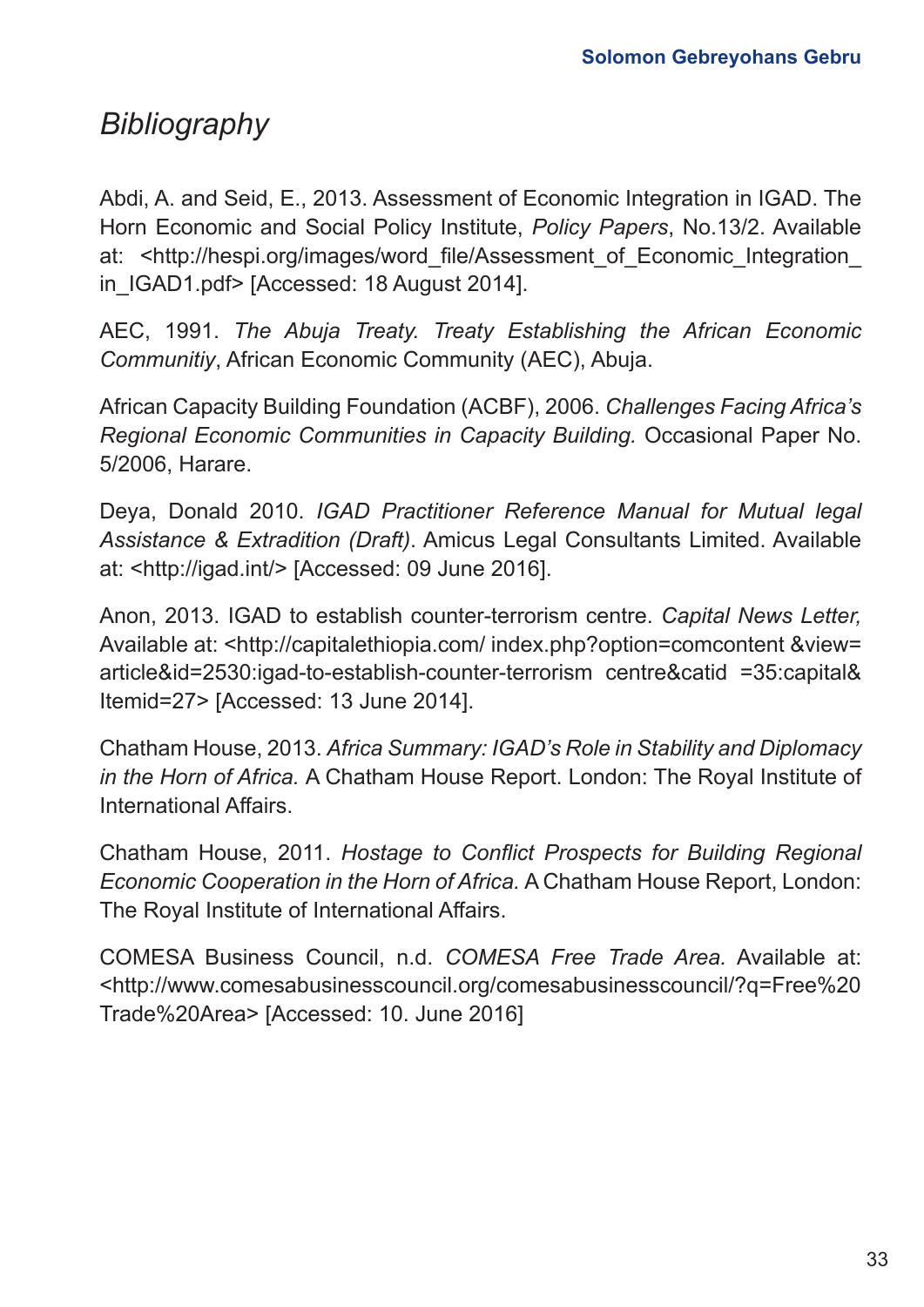# *Bibliography*

Abdi, A. and Seid, E., 2013. Assessment of Economic Integration in IGAD. The Horn Economic and Social Policy Institute, *Policy Papers*, No.13/2. Available at: <http://hespi.org/images/word_file/Assessment_of_Economic_Integration_in_IGAD1.pdf> [Accessed: 18 August 2014].

AEC, 1991. *The Abuja Treaty. Treaty Establishing the African Economic Communitiy*, African Economic Community (AEC), Abuja.

African Capacity Building Foundation (ACBF), 2006. *Challenges Facing Africa's Regional Economic Communities in Capacity Building.* Occasional Paper No. 5/2006, Harare.

Deya, Donald 2010. *IGAD Practitioner Reference Manual for Mutual legal Assistance & Extradition (Draft)*. Amicus Legal Consultants Limited. Available at: <http://igad.int/> [Accessed: 09 June 2016].

Anon, 2013. IGAD to establish counter-terrorism centre. *Capital News Letter,* Available at: <http://capitalethiopia.com/ index.php?option=comcontent &view= article&id=2530:igad-to-establish-counter-terrorism centre&catid =35:capital& Itemid=27> [Accessed: 13 June 2014].

Chatham House, 2013. *Africa Summary: IGAD's Role in Stability and Diplomacy in the Horn of Africa.* A Chatham House Report. London: The Royal Institute of International Affairs.

Chatham House, 2011. *Hostage to Conflict Prospects for Building Regional Economic Cooperation in the Horn of Africa.* A Chatham House Report, London: The Royal Institute of International Affairs.

COMESA Business Council, n.d. *COMESA Free Trade Area.* Available at: <http://www.comesabusinesscouncil.org/comesabusinesscouncil/?q=Free%20Trade%20Area> [Accessed: 10. June 2016]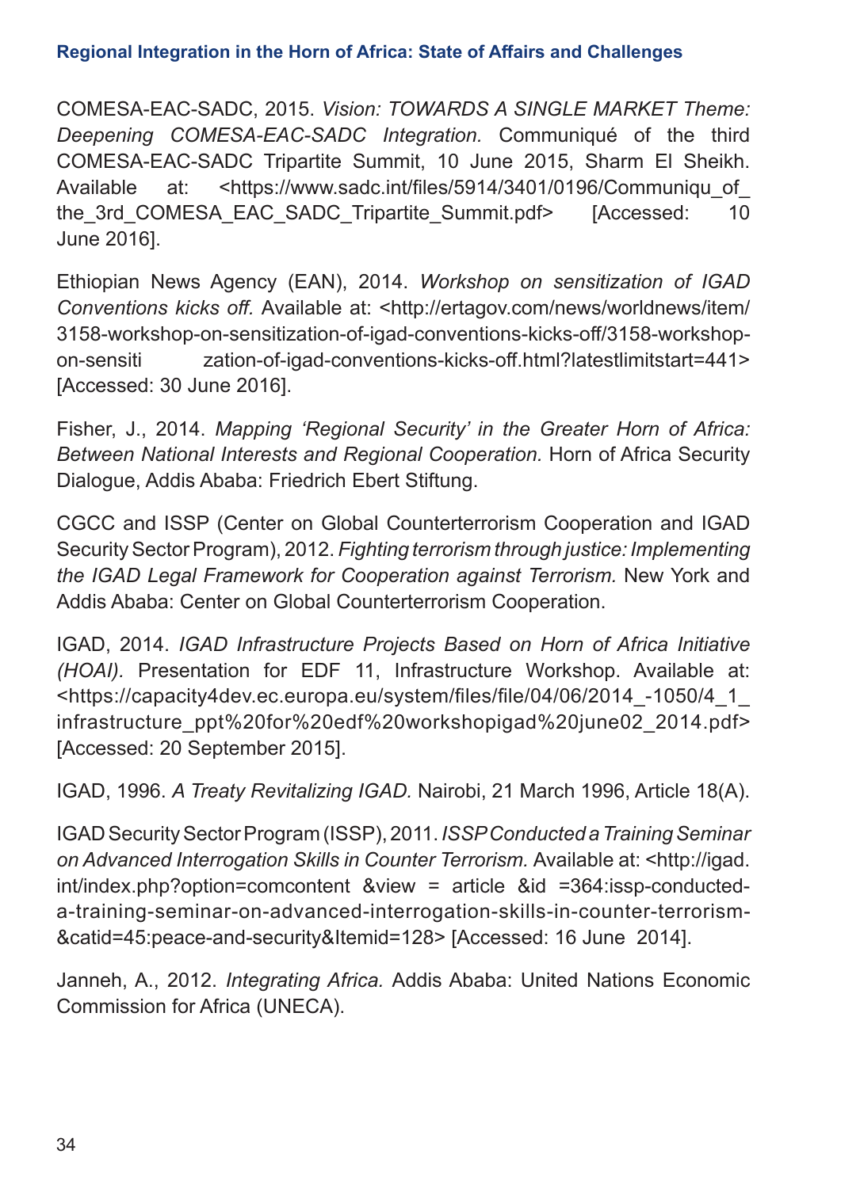COMESA-EAC-SADC, 2015. *Vision: TOWARDS A SINGLE MARKET Theme: Deepening COMESA-EAC-SADC Integration.* Communiqué of the third COMESA-EAC-SADC Tripartite Summit, 10 June 2015, Sharm El Sheikh. Available at: <https://www.sadc.int/files/5914/3401/0196/Communiqu_of_the_3rd_COMESA_EAC_SADC_Tripartite_Summit.pdf> [Accessed: 10 June 2016].

Ethiopian News Agency (EAN), 2014. *Workshop on sensitization of IGAD Conventions kicks off.* Available at: <http://ertagov.com/news/worldnews/item/3158-workshop-on-sensitization-of-igad-conventions-kicks-off/3158-workshop-on-sensiti zation-of-igad-conventions-kicks-off.html?latestlimitstart=441> [Accessed: 30 June 2016].

Fisher, J., 2014. *Mapping 'Regional Security' in the Greater Horn of Africa: Between National Interests and Regional Cooperation.* Horn of Africa Security Dialogue, Addis Ababa: Friedrich Ebert Stiftung.

CGCC and ISSP (Center on Global Counterterrorism Cooperation and IGAD Security Sector Program), 2012. *Fighting terrorism through justice: Implementing the IGAD Legal Framework for Cooperation against Terrorism.* New York and Addis Ababa: Center on Global Counterterrorism Cooperation.

IGAD, 2014. *IGAD Infrastructure Projects Based on Horn of Africa Initiative (HOAI).* Presentation for EDF 11, Infrastructure Workshop. Available at: <https://capacity4dev.ec.europa.eu/system/files/file/04/06/2014_-1050/4_1_infrastructure_ppt%20for%20edf%20workshopigad%20june02_2014.pdf> [Accessed: 20 September 2015].

IGAD, 1996. *A Treaty Revitalizing IGAD.* Nairobi, 21 March 1996, Article 18(A).

IGAD Security Sector Program (ISSP), 2011. *ISSP Conducted a Training Seminar on Advanced Interrogation Skills in Counter Terrorism.* Available at: <http://igad.int/index.php?option=comcontent &view = article &id =364:issp-conducted-a-training-seminar-on-advanced-interrogation-skills-in-counter-terrorism-&catid=45:peace-and-security&Itemid=128> [Accessed: 16 June 2014].

Janneh, A., 2012. *Integrating Africa.* Addis Ababa: United Nations Economic Commission for Africa (UNECA).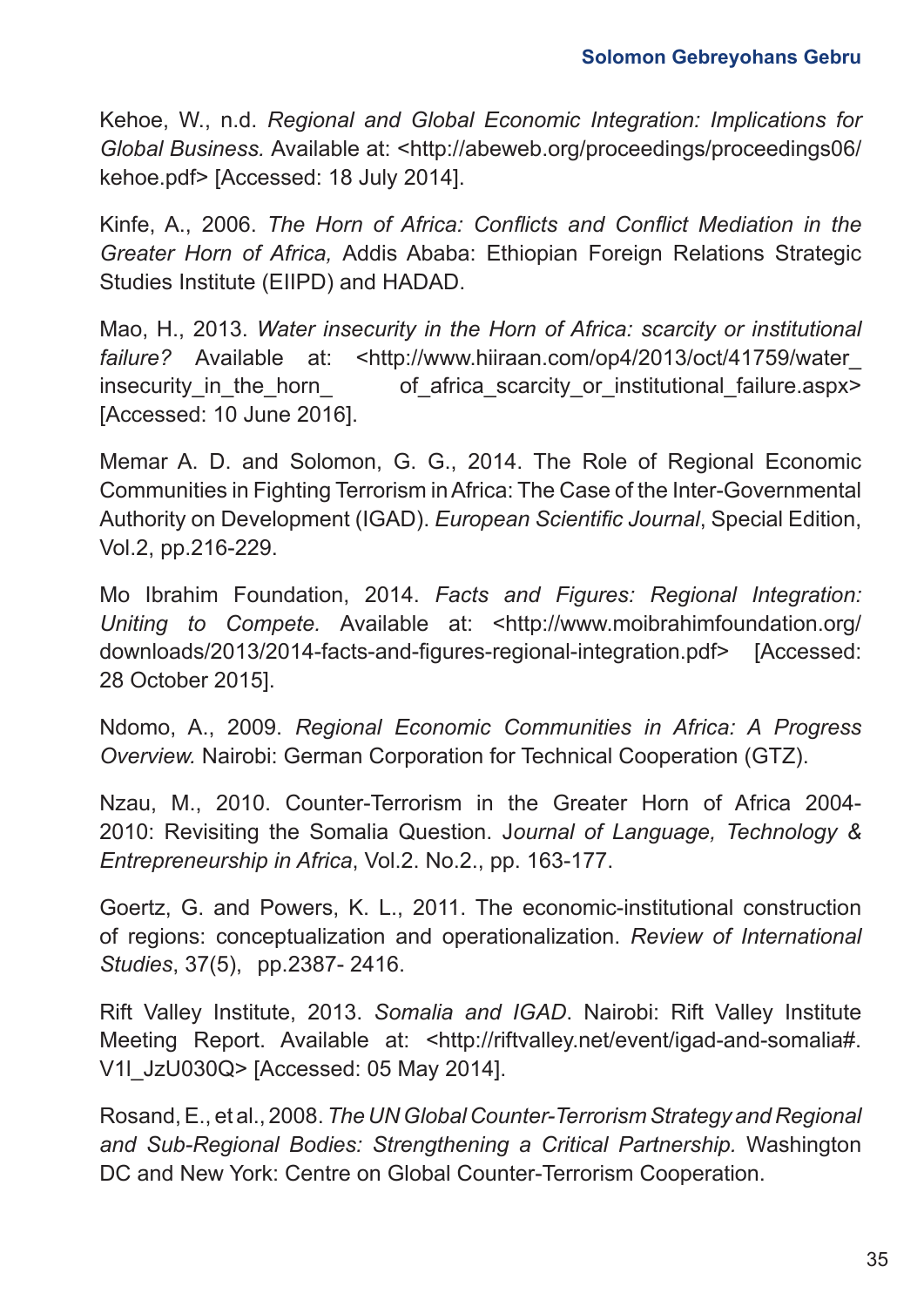Kehoe, W., n.d. *Regional and Global Economic Integration: Implications for Global Business.* Available at: <http://abeweb.org/proceedings/proceedings06/kehoe.pdf> [Accessed: 18 July 2014].

Kinfe, A., 2006. *The Horn of Africa: Conflicts and Conflict Mediation in the Greater Horn of Africa,* Addis Ababa: Ethiopian Foreign Relations Strategic Studies Institute (EIIPD) and HADAD.

Mao, H., 2013. *Water insecurity in the Horn of Africa: scarcity or institutional failure?* Available at: <http://www.hiiraan.com/op4/2013/oct/41759/water_insecurity_in_the_horn_ of_africa_scarcity_or_institutional_failure.aspx> [Accessed: 10 June 2016].

Memar A. D. and Solomon, G. G., 2014. The Role of Regional Economic Communities in Fighting Terrorism in Africa: The Case of the Inter-Governmental Authority on Development (IGAD). *European Scientific Journal*, Special Edition, Vol.2, pp.216-229.

Mo Ibrahim Foundation, 2014. *Facts and Figures: Regional Integration: Uniting to Compete.* Available at: <http://www.moibrahimfoundation.org/downloads/2013/2014-facts-and-figures-regional-integration.pdf> [Accessed: 28 October 2015].

Ndomo, A., 2009. *Regional Economic Communities in Africa: A Progress Overview.* Nairobi: German Corporation for Technical Cooperation (GTZ).

Nzau, M., 2010. Counter-Terrorism in the Greater Horn of Africa 2004-2010: Revisiting the Somalia Question. J*ournal of Language, Technology & Entrepreneurship in Africa*, Vol.2. No.2., pp. 163-177.

Goertz, G. and Powers, K. L., 2011. The economic-institutional construction of regions: conceptualization and operationalization. *Review of International Studies*, 37(5), pp.2387- 2416.

Rift Valley Institute, 2013. *Somalia and IGAD*. Nairobi: Rift Valley Institute Meeting Report. Available at: <http://riftvalley.net/event/igad-and-somalia#.V1l_JzU030Q> [Accessed: 05 May 2014].

Rosand, E., et al., 2008. *The UN Global Counter-Terrorism Strategy and Regional and Sub-Regional Bodies: Strengthening a Critical Partnership.* Washington DC and New York: Centre on Global Counter-Terrorism Cooperation.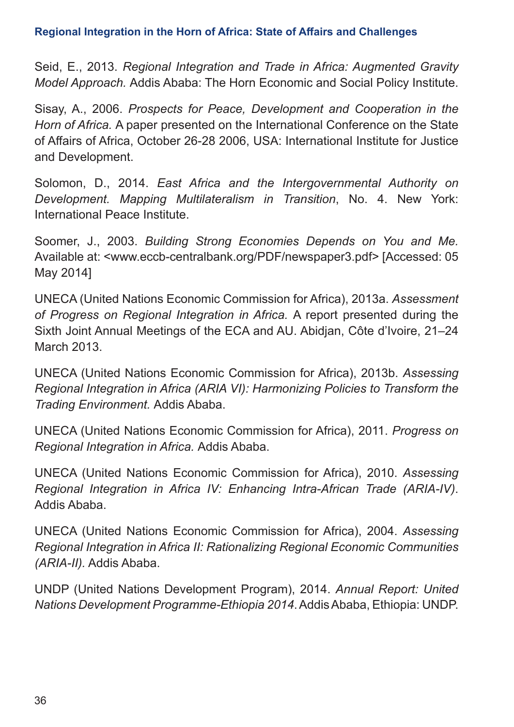Seid, E., 2013. *Regional Integration and Trade in Africa: Augmented Gravity Model Approach.* Addis Ababa: The Horn Economic and Social Policy Institute.

Sisay, A., 2006. *Prospects for Peace, Development and Cooperation in the Horn of Africa.* A paper presented on the International Conference on the State of Affairs of Africa, October 26-28 2006, USA: International Institute for Justice and Development.

Solomon, D., 2014. *East Africa and the Intergovernmental Authority on Development. Mapping Multilateralism in Transition*, No. 4. New York: International Peace Institute.

Soomer, J., 2003. *Building Strong Economies Depends on You and Me.* Available at: <www.eccb-centralbank.org/PDF/newspaper3.pdf> [Accessed: 05 May 2014]

UNECA (United Nations Economic Commission for Africa), 2013a. *Assessment of Progress on Regional Integration in Africa.* A report presented during the Sixth Joint Annual Meetings of the ECA and AU. Abidjan, Côte d'Ivoire, 21–24 March 2013.

UNECA (United Nations Economic Commission for Africa), 2013b. *Assessing Regional Integration in Africa (ARIA VI): Harmonizing Policies to Transform the Trading Environment.* Addis Ababa.

UNECA (United Nations Economic Commission for Africa), 2011. *Progress on Regional Integration in Africa.* Addis Ababa.

UNECA (United Nations Economic Commission for Africa), 2010. *Assessing Regional Integration in Africa IV: Enhancing Intra-African Trade (ARIA-IV)*. Addis Ababa.

UNECA (United Nations Economic Commission for Africa), 2004. *Assessing Regional Integration in Africa II: Rationalizing Regional Economic Communities (ARIA-II).* Addis Ababa.

UNDP (United Nations Development Program), 2014. *Annual Report: United Nations Development Programme-Ethiopia 2014*. Addis Ababa, Ethiopia: UNDP.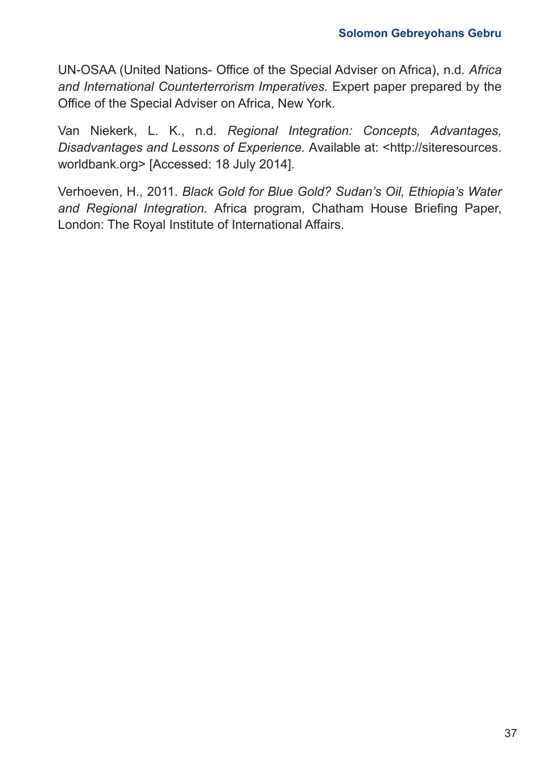UN-OSAA (United Nations- Office of the Special Adviser on Africa), n.d. *Africa and International Counterterrorism Imperatives.* Expert paper prepared by the Office of the Special Adviser on Africa, New York.

Van Niekerk, L. K., n.d. *Regional Integration: Concepts, Advantages, Disadvantages and Lessons of Experience.* Available at: <http://siteresources.worldbank.org> [Accessed: 18 July 2014].

Verhoeven, H., 2011. *Black Gold for Blue Gold? Sudan's Oil, Ethiopia's Water and Regional Integration.* Africa program, Chatham House Briefing Paper, London: The Royal Institute of International Affairs.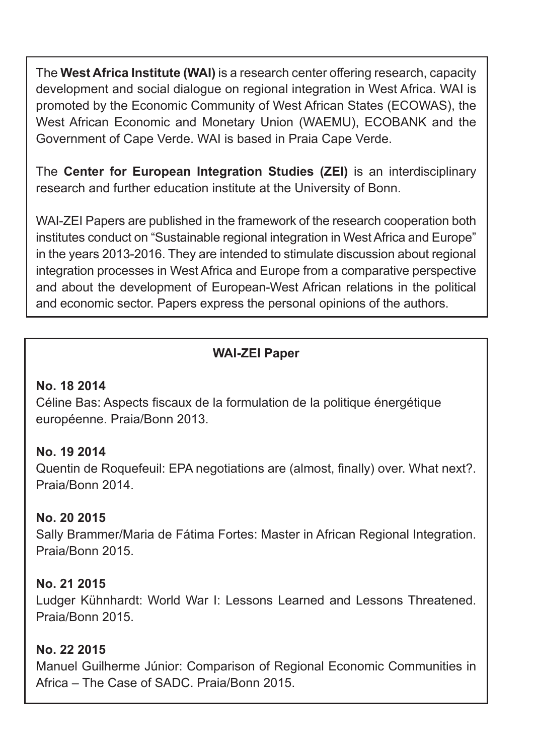The **West Africa Institute (WAI)** is a research center offering research, capacity development and social dialogue on regional integration in West Africa. WAI is promoted by the Economic Community of West African States (ECOWAS), the West African Economic and Monetary Union (WAEMU), ECOBANK and the Government of Cape Verde. WAI is based in Praia Cape Verde.

The **Center for European Integration Studies (ZEI)** is an interdisciplinary research and further education institute at the University of Bonn.

WAI-ZEI Papers are published in the framework of the research cooperation both institutes conduct on "Sustainable regional integration in West Africa and Europe" in the years 2013-2016. They are intended to stimulate discussion about regional integration processes in West Africa and Europe from a comparative perspective and about the development of European-West African relations in the political and economic sector. Papers express the personal opinions of the authors.

**WAI-ZEI Paper**

**No. 18 2014**
Céline Bas: Aspects fiscaux de la formulation de la politique énergétique européenne. Praia/Bonn 2013.

**No. 19 2014**
Quentin de Roquefeuil: EPA negotiations are (almost, finally) over. What next?. Praia/Bonn 2014.

**No. 20 2015**
Sally Brammer/Maria de Fátima Fortes: Master in African Regional Integration. Praia/Bonn 2015.

**No. 21 2015**
Ludger Kühnhardt: World War I: Lessons Learned and Lessons Threatened. Praia/Bonn 2015.

**No. 22 2015**
Manuel Guilherme Júnior: Comparison of Regional Economic Communities in Africa – The Case of SADC. Praia/Bonn 2015.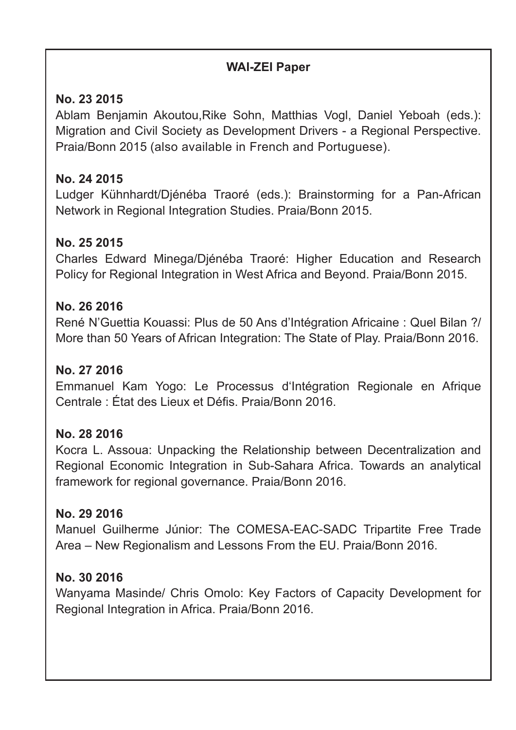**WAI-ZEI Paper**

**No. 23 2015**
Ablam Benjamin Akoutou,Rike Sohn, Matthias Vogl, Daniel Yeboah (eds.): Migration and Civil Society as Development Drivers - a Regional Perspective. Praia/Bonn 2015 (also available in French and Portuguese).

**No. 24 2015**
Ludger Kühnhardt/Djénéba Traoré (eds.): Brainstorming for a Pan-African Network in Regional Integration Studies. Praia/Bonn 2015.

**No. 25 2015**
Charles Edward Minega/Djénéba Traoré: Higher Education and Research Policy for Regional Integration in West Africa and Beyond. Praia/Bonn 2015.

**No. 26 2016**
René N'Guettia Kouassi: Plus de 50 Ans d'Intégration Africaine : Quel Bilan ?/ More than 50 Years of African Integration: The State of Play. Praia/Bonn 2016.

**No. 27 2016**
Emmanuel Kam Yogo: Le Processus d'Intégration Regionale en Afrique Centrale : État des Lieux et Défis. Praia/Bonn 2016.

**No. 28 2016**
Kocra L. Assoua: Unpacking the Relationship between Decentralization and Regional Economic Integration in Sub-Sahara Africa. Towards an analytical framework for regional governance. Praia/Bonn 2016.

**No. 29 2016**
Manuel Guilherme Júnior: The COMESA-EAC-SADC Tripartite Free Trade Area – New Regionalism and Lessons From the EU. Praia/Bonn 2016.

**No. 30 2016**
Wanyama Masinde/ Chris Omolo: Key Factors of Capacity Development for Regional Integration in Africa. Praia/Bonn 2016.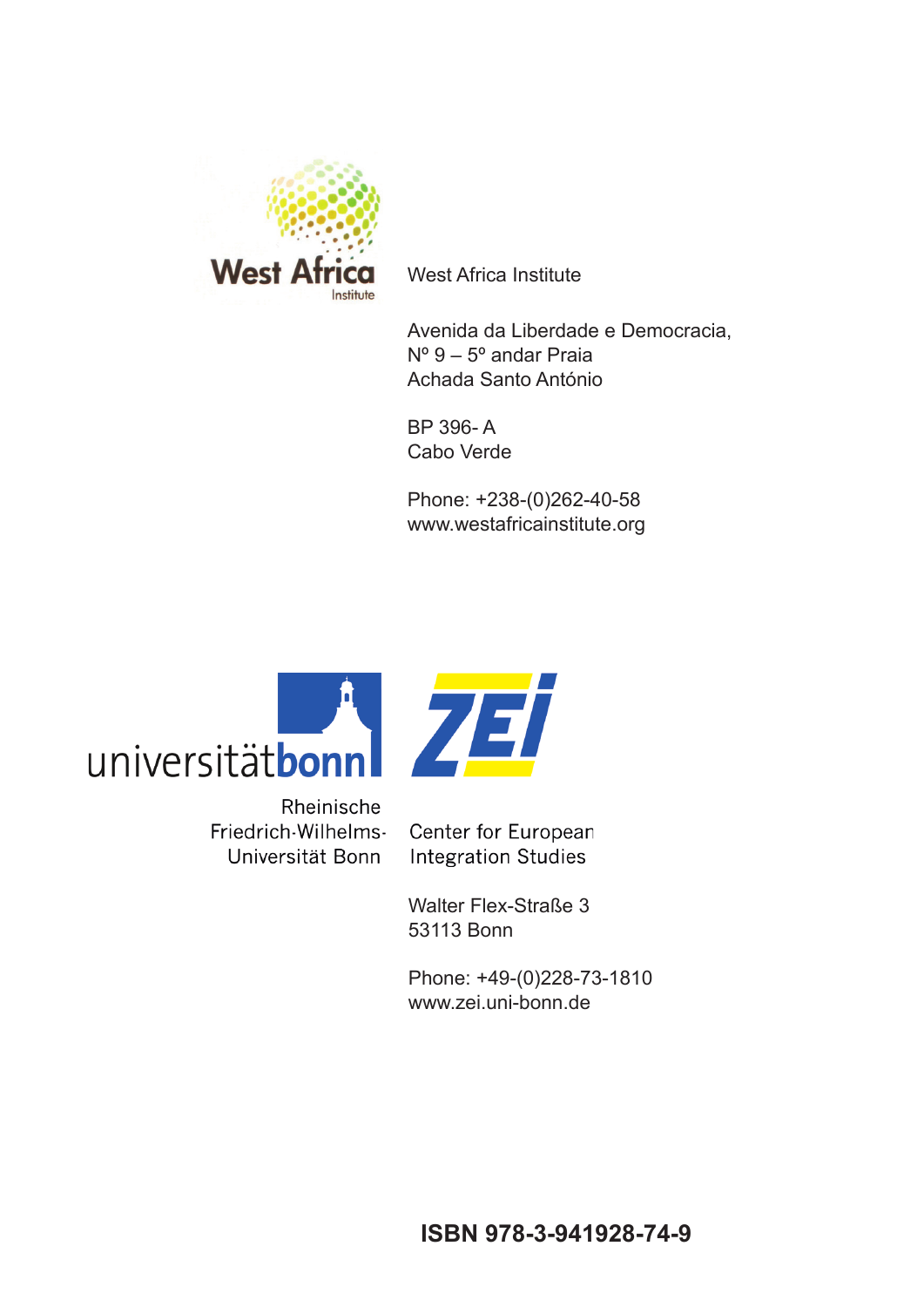West Africa Institute

West Africa Institute

Avenida da Liberdade e Democracia,
Nº 9 – 5º andar Praia
Achada Santo António

BP 396- A
Cabo Verde

Phone: +238-(0)262-40-58
www.westafricainstitute.org

universitätbonn

Rheinische
Friedrich-Wilhelms-
Universität Bonn

ZEI

Center for European
Integration Studies

Walter Flex-Straße 3
53113 Bonn

Phone: +49-(0)228-73-1810
www.zei.uni-bonn.de

**ISBN 978-3-941928-74-9**